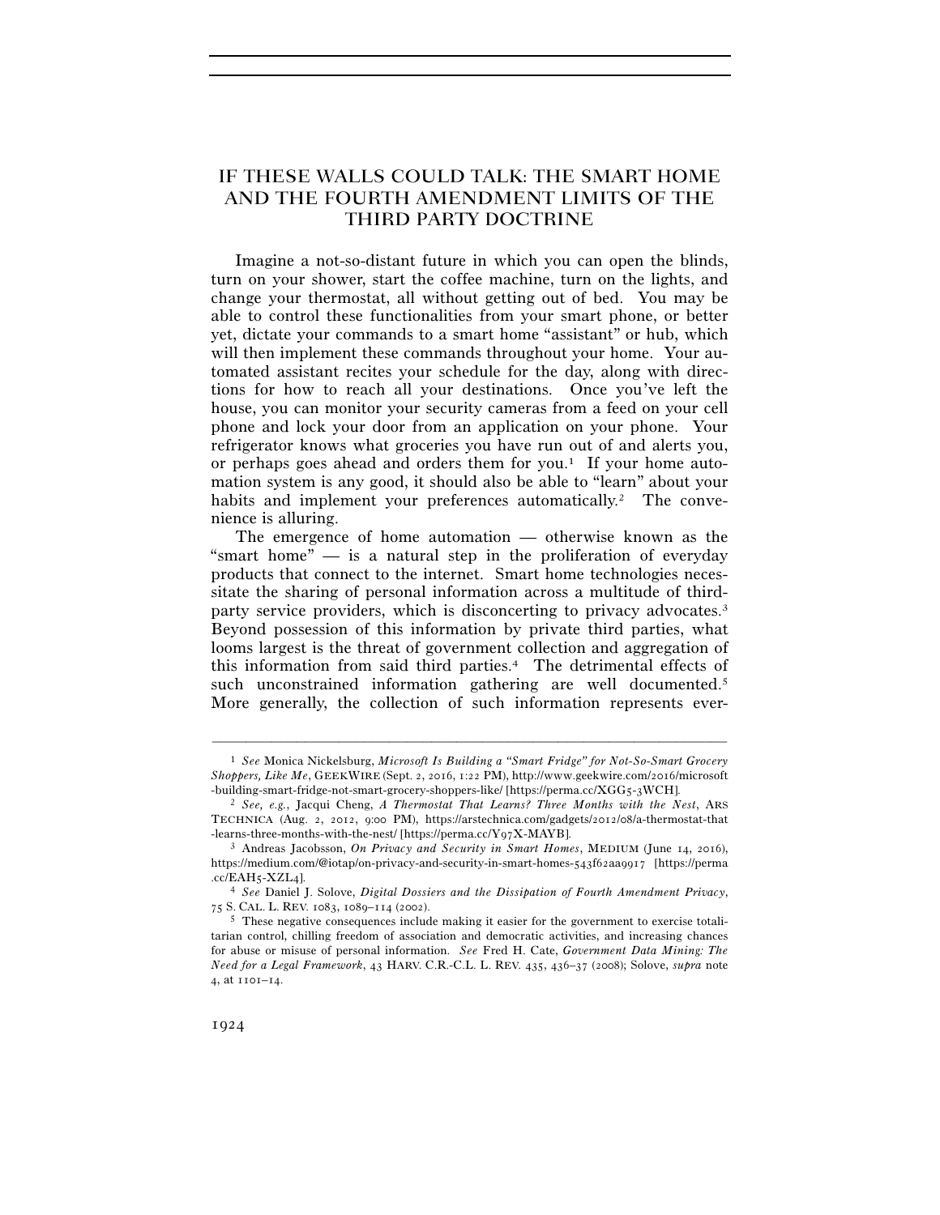# IF THESE WALLS COULD TALK: THE SMART HOME AND THE FOURTH AMENDMENT LIMITS OF THE THIRD PARTY DOCTRINE

Imagine a not-so-distant future in which you can open the blinds, turn on your shower, start the coffee machine, turn on the lights, and change your thermostat, all without getting out of bed. You may be able to control these functionalities from your smart phone, or better yet, dictate your commands to a smart home "assistant" or hub, which will then implement these commands throughout your home. Your automated assistant recites your schedule for the day, along with directions for how to reach all your destinations. Once you've left the house, you can monitor your security cameras from a feed on your cell phone and lock your door from an application on your phone. Your refrigerator knows what groceries you have run out of and alerts you, or perhaps goes ahead and orders them for you.[1] If your home automation system is any good, it should also be able to "learn" about your habits and implement your preferences automatically.[2] The convenience is alluring.

The emergence of home automation — otherwise known as the "smart home" — is a natural step in the proliferation of everyday products that connect to the internet. Smart home technologies necessitate the sharing of personal information across a multitude of third-party service providers, which is disconcerting to privacy advocates.[3] Beyond possession of this information by private third parties, what looms largest is the threat of government collection and aggregation of this information from said third parties.[4] The detrimental effects of such unconstrained information gathering are well documented.[5] More generally, the collection of such information represents ever-

---

[1] *See* Monica Nickelsburg, *Microsoft Is Building a "Smart Fridge" for Not-So-Smart Grocery Shoppers, Like Me*, GEEKWIRE (Sept. 2, 2016, 1:22 PM), http://www.geekwire.com/2016/microsoft-building-smart-fridge-not-smart-grocery-shoppers-like/ [https://perma.cc/XGG5-3WCH].

[2] *See, e.g.*, Jacqui Cheng, *A Thermostat That Learns? Three Months with the Nest*, ARS TECHNICA (Aug. 2, 2012, 9:00 PM), https://arstechnica.com/gadgets/2012/08/a-thermostat-that-learns-three-months-with-the-nest/ [https://perma.cc/Y97X-MAYB].

[3] Andreas Jacobsson, *On Privacy and Security in Smart Homes*, MEDIUM (June 14, 2016), https://medium.com/@iotap/on-privacy-and-security-in-smart-homes-543f62aa9917 [https://perma.cc/EAH5-XZL4].

[4] *See* Daniel J. Solove, *Digital Dossiers and the Dissipation of Fourth Amendment Privacy*, 75 S. CAL. L. REV. 1083, 1089–114 (2002).

[5] These negative consequences include making it easier for the government to exercise totalitarian control, chilling freedom of association and democratic activities, and increasing chances for abuse or misuse of personal information. *See* Fred H. Cate, *Government Data Mining: The Need for a Legal Framework*, 43 HARV. C.R.-C.L. L. REV. 435, 436–37 (2008); Solove, *supra* note 4, at 1101–14.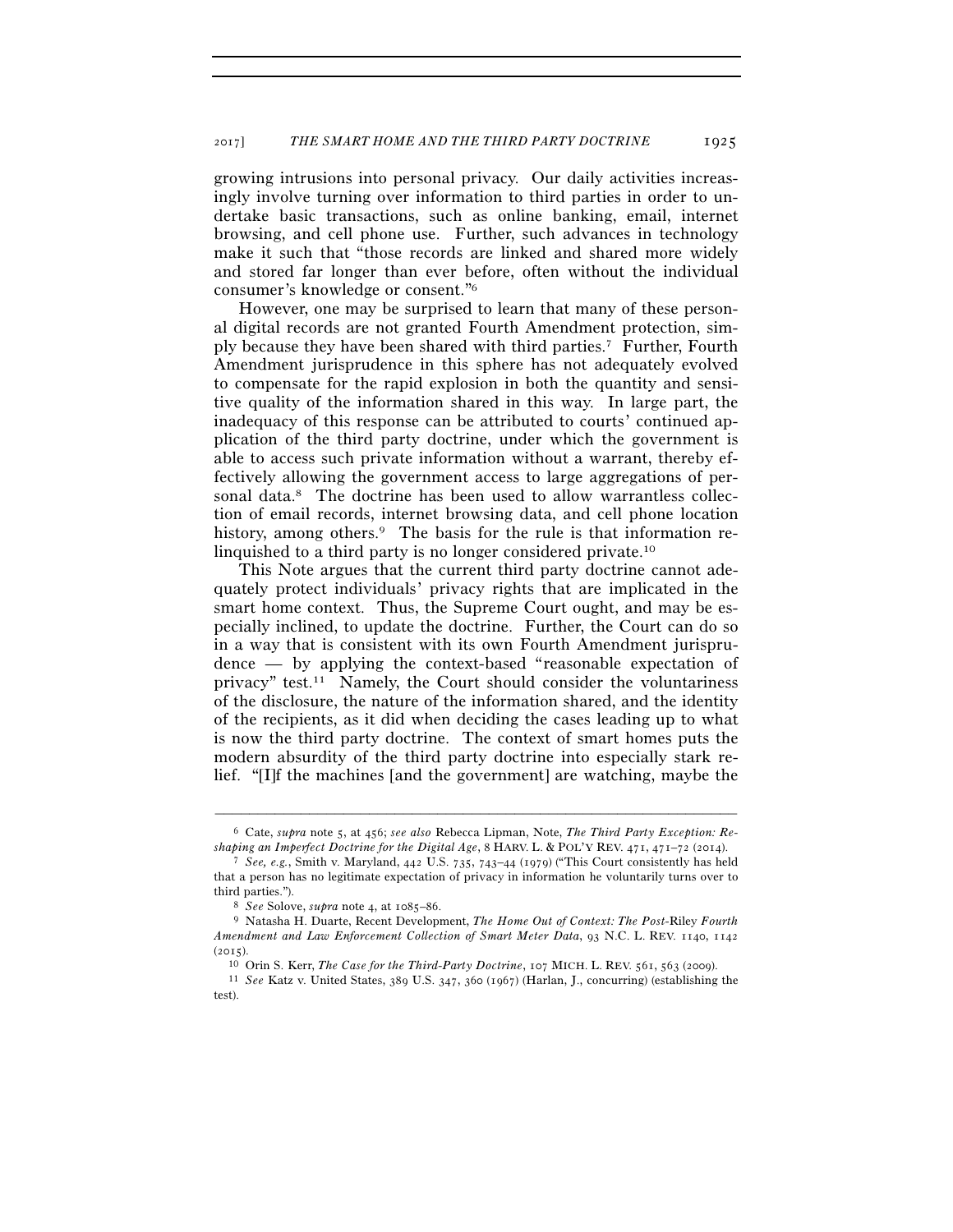growing intrusions into personal privacy. Our daily activities increasingly involve turning over information to third parties in order to undertake basic transactions, such as online banking, email, internet browsing, and cell phone use. Further, such advances in technology make it such that "those records are linked and shared more widely and stored far longer than ever before, often without the individual consumer's knowledge or consent."[6]

However, one may be surprised to learn that many of these personal digital records are not granted Fourth Amendment protection, simply because they have been shared with third parties.[7] Further, Fourth Amendment jurisprudence in this sphere has not adequately evolved to compensate for the rapid explosion in both the quantity and sensitive quality of the information shared in this way. In large part, the inadequacy of this response can be attributed to courts' continued application of the third party doctrine, under which the government is able to access such private information without a warrant, thereby effectively allowing the government access to large aggregations of personal data.[8] The doctrine has been used to allow warrantless collection of email records, internet browsing data, and cell phone location history, among others.[9] The basis for the rule is that information relinquished to a third party is no longer considered private.[10]

This Note argues that the current third party doctrine cannot adequately protect individuals' privacy rights that are implicated in the smart home context. Thus, the Supreme Court ought, and may be especially inclined, to update the doctrine. Further, the Court can do so in a way that is consistent with its own Fourth Amendment jurisprudence — by applying the context-based "reasonable expectation of privacy" test.[11] Namely, the Court should consider the voluntariness of the disclosure, the nature of the information shared, and the identity of the recipients, as it did when deciding the cases leading up to what is now the third party doctrine. The context of smart homes puts the modern absurdity of the third party doctrine into especially stark relief. "[I]f the machines [and the government] are watching, maybe the

---

[6] Cate, *supra* note 5, at 456; *see also* Rebecca Lipman, Note, *The Third Party Exception: Reshaping an Imperfect Doctrine for the Digital Age*, 8 HARV. L. & POL'Y REV. 471, 471–72 (2014).

[7] *See, e.g.*, Smith v. Maryland, 442 U.S. 735, 743–44 (1979) ("This Court consistently has held that a person has no legitimate expectation of privacy in information he voluntarily turns over to third parties.").

[8] *See* Solove, *supra* note 4, at 1085–86.

[9] Natasha H. Duarte, Recent Development, *The Home Out of Context: The Post-*Riley *Fourth Amendment and Law Enforcement Collection of Smart Meter Data*, 93 N.C. L. REV. 1140, 1142 (2015).

[10] Orin S. Kerr, *The Case for the Third-Party Doctrine*, 107 MICH. L. REV. 561, 563 (2009).

[11] *See* Katz v. United States, 389 U.S. 347, 360 (1967) (Harlan, J., concurring) (establishing the test).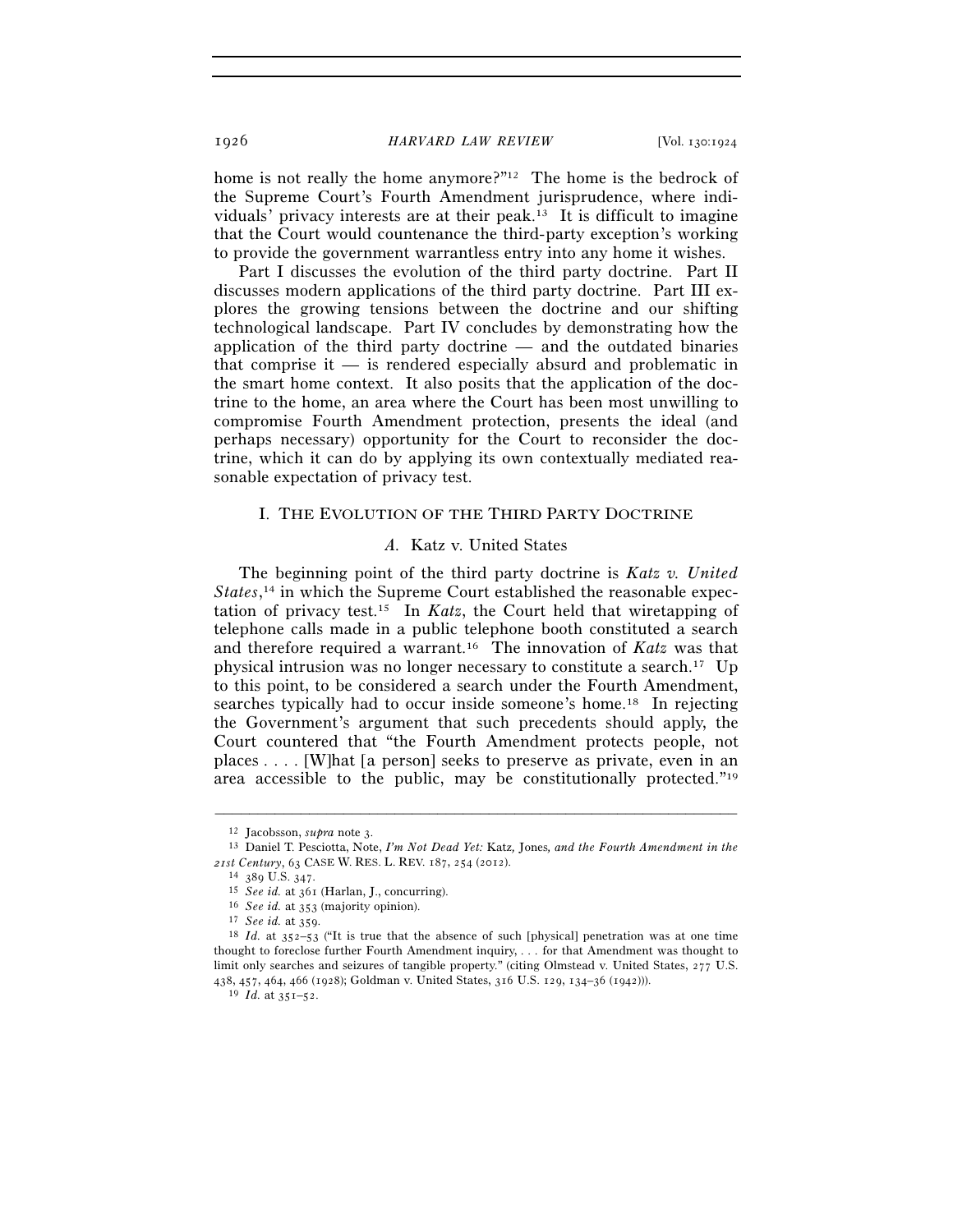home is not really the home anymore?"[12] The home is the bedrock of the Supreme Court's Fourth Amendment jurisprudence, where individuals' privacy interests are at their peak.[13] It is difficult to imagine that the Court would countenance the third-party exception's working to provide the government warrantless entry into any home it wishes.

Part I discusses the evolution of the third party doctrine. Part II discusses modern applications of the third party doctrine. Part III explores the growing tensions between the doctrine and our shifting technological landscape. Part IV concludes by demonstrating how the application of the third party doctrine — and the outdated binaries that comprise it — is rendered especially absurd and problematic in the smart home context. It also posits that the application of the doctrine to the home, an area where the Court has been most unwilling to compromise Fourth Amendment protection, presents the ideal (and perhaps necessary) opportunity for the Court to reconsider the doctrine, which it can do by applying its own contextually mediated reasonable expectation of privacy test.

## I. THE EVOLUTION OF THE THIRD PARTY DOCTRINE

### *A.* Katz v. United States

The beginning point of the third party doctrine is *Katz v. United States*,[14] in which the Supreme Court established the reasonable expectation of privacy test.[15] In *Katz*, the Court held that wiretapping of telephone calls made in a public telephone booth constituted a search and therefore required a warrant.[16] The innovation of *Katz* was that physical intrusion was no longer necessary to constitute a search.[17] Up to this point, to be considered a search under the Fourth Amendment, searches typically had to occur inside someone's home.[18] In rejecting the Government's argument that such precedents should apply, the Court countered that "the Fourth Amendment protects people, not places . . . . [W]hat [a person] seeks to preserve as private, even in an area accessible to the public, may be constitutionally protected."[19]

---

[12] Jacobsson, *supra* note 3.

[13] Daniel T. Pesciotta, Note, *I'm Not Dead Yet:* Katz, Jones*, and the Fourth Amendment in the 21st Century*, 63 CASE W. RES. L. REV. 187, 254 (2012).

[14] 389 U.S. 347.

[15] *See id.* at 361 (Harlan, J., concurring).

[16] *See id.* at 353 (majority opinion).

[17] *See id.* at 359.

[18] *Id.* at 352–53 ("It is true that the absence of such [physical] penetration was at one time thought to foreclose further Fourth Amendment inquiry, . . . for that Amendment was thought to limit only searches and seizures of tangible property." (citing Olmstead v. United States, 277 U.S. 438, 457, 464, 466 (1928); Goldman v. United States, 316 U.S. 129, 134–36 (1942))).

[19] *Id.* at 351–52.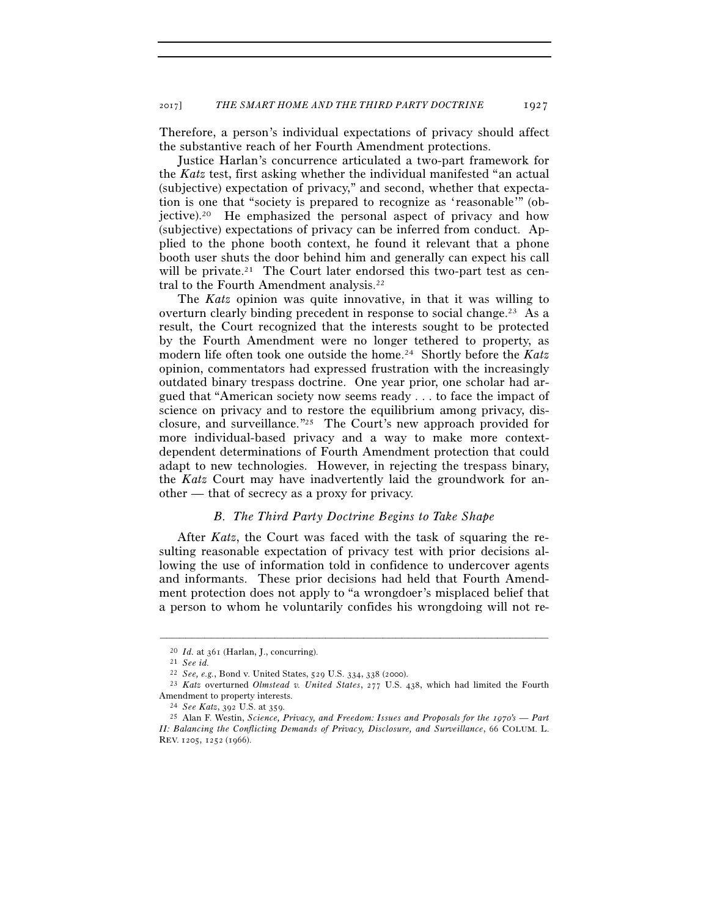Therefore, a person's individual expectations of privacy should affect the substantive reach of her Fourth Amendment protections.

Justice Harlan's concurrence articulated a two-part framework for the *Katz* test, first asking whether the individual manifested "an actual (subjective) expectation of privacy," and second, whether that expectation is one that "society is prepared to recognize as 'reasonable'" (objective).[20] He emphasized the personal aspect of privacy and how (subjective) expectations of privacy can be inferred from conduct. Applied to the phone booth context, he found it relevant that a phone booth user shuts the door behind him and generally can expect his call will be private.[21] The Court later endorsed this two-part test as central to the Fourth Amendment analysis.[22]

The *Katz* opinion was quite innovative, in that it was willing to overturn clearly binding precedent in response to social change.[23] As a result, the Court recognized that the interests sought to be protected by the Fourth Amendment were no longer tethered to property, as modern life often took one outside the home.[24] Shortly before the *Katz* opinion, commentators had expressed frustration with the increasingly outdated binary trespass doctrine. One year prior, one scholar had argued that "American society now seems ready . . . to face the impact of science on privacy and to restore the equilibrium among privacy, disclosure, and surveillance."[25] The Court's new approach provided for more individual-based privacy and a way to make more context-dependent determinations of Fourth Amendment protection that could adapt to new technologies. However, in rejecting the trespass binary, the *Katz* Court may have inadvertently laid the groundwork for another — that of secrecy as a proxy for privacy.

### *B. The Third Party Doctrine Begins to Take Shape*

After *Katz*, the Court was faced with the task of squaring the resulting reasonable expectation of privacy test with prior decisions allowing the use of information told in confidence to undercover agents and informants. These prior decisions had held that Fourth Amendment protection does not apply to "a wrongdoer's misplaced belief that a person to whom he voluntarily confides his wrongdoing will not re-

---

[20] *Id.* at 361 (Harlan, J., concurring).

[21] *See id.*

[22] *See, e.g.*, Bond v. United States, 529 U.S. 334, 338 (2000).

[23] *Katz* overturned *Olmstead v. United States*, 277 U.S. 438, which had limited the Fourth Amendment to property interests.

[24] *See Katz*, 392 U.S. at 359.

[25] Alan F. Westin, *Science, Privacy, and Freedom: Issues and Proposals for the 1970's — Part II: Balancing the Conflicting Demands of Privacy, Disclosure, and Surveillance*, 66 COLUM. L. REV. 1205, 1252 (1966).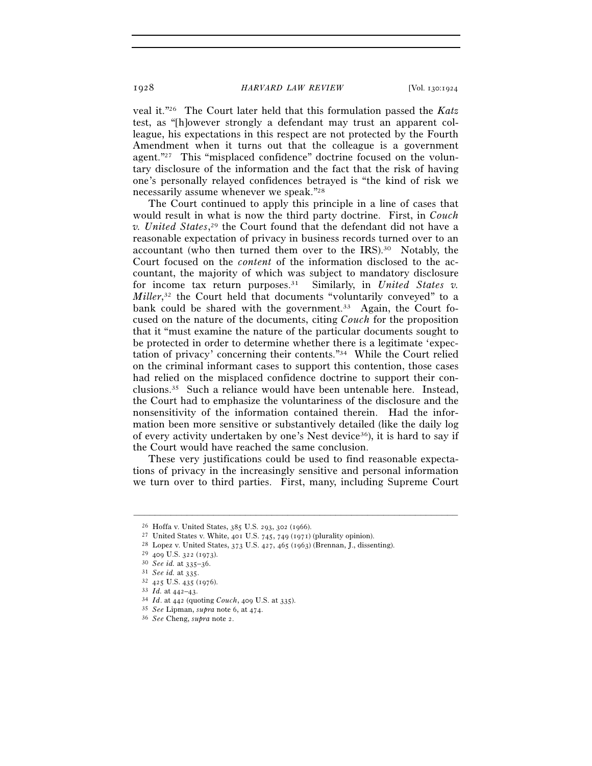veal it."[26] The Court later held that this formulation passed the *Katz* test, as "[h]owever strongly a defendant may trust an apparent colleague, his expectations in this respect are not protected by the Fourth Amendment when it turns out that the colleague is a government agent."[27] This "misplaced confidence" doctrine focused on the voluntary disclosure of the information and the fact that the risk of having one's personally relayed confidences betrayed is "the kind of risk we necessarily assume whenever we speak."[28]

The Court continued to apply this principle in a line of cases that would result in what is now the third party doctrine. First, in *Couch v. United States*,[29] the Court found that the defendant did not have a reasonable expectation of privacy in business records turned over to an accountant (who then turned them over to the IRS).[30] Notably, the Court focused on the *content* of the information disclosed to the accountant, the majority of which was subject to mandatory disclosure for income tax return purposes.[31] Similarly, in *United States v. Miller*,[32] the Court held that documents "voluntarily conveyed" to a bank could be shared with the government.[33] Again, the Court focused on the nature of the documents, citing *Couch* for the proposition that it "must examine the nature of the particular documents sought to be protected in order to determine whether there is a legitimate 'expectation of privacy' concerning their contents."[34] While the Court relied on the criminal informant cases to support this contention, those cases had relied on the misplaced confidence doctrine to support their conclusions.[35] Such a reliance would have been untenable here. Instead, the Court had to emphasize the voluntariness of the disclosure and the nonsensitivity of the information contained therein. Had the information been more sensitive or substantively detailed (like the daily log of every activity undertaken by one's Nest device[36]), it is hard to say if the Court would have reached the same conclusion.

These very justifications could be used to find reasonable expectations of privacy in the increasingly sensitive and personal information we turn over to third parties. First, many, including Supreme Court

---

[26] Hoffa v. United States, 385 U.S. 293, 302 (1966).
[27] United States v. White, 401 U.S. 745, 749 (1971) (plurality opinion).
[28] Lopez v. United States, 373 U.S. 427, 465 (1963) (Brennan, J., dissenting).
[29] 409 U.S. 322 (1973).
[30] *See id.* at 335–36.
[31] *See id.* at 335.
[32] 425 U.S. 435 (1976).
[33] *Id.* at 442–43.
[34] *Id*. at 442 (quoting *Couch*, 409 U.S. at 335).
[35] *See* Lipman, *supra* note 6, at 474.
[36] *See* Cheng, *supra* note 2.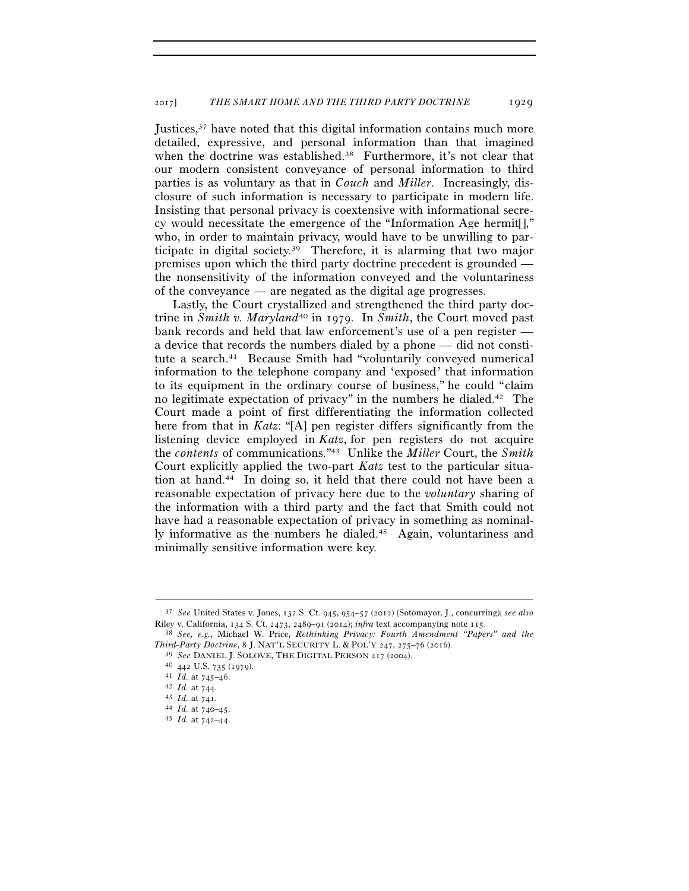Justices,[37] have noted that this digital information contains much more detailed, expressive, and personal information than that imagined when the doctrine was established.[38] Furthermore, it's not clear that our modern consistent conveyance of personal information to third parties is as voluntary as that in *Couch* and *Miller*. Increasingly, disclosure of such information is necessary to participate in modern life. Insisting that personal privacy is coextensive with informational secrecy would necessitate the emergence of the "Information Age hermit[]," who, in order to maintain privacy, would have to be unwilling to participate in digital society.[39] Therefore, it is alarming that two major premises upon which the third party doctrine precedent is grounded — the nonsensitivity of the information conveyed and the voluntariness of the conveyance — are negated as the digital age progresses.

Lastly, the Court crystallized and strengthened the third party doctrine in *Smith v. Maryland*[40] in 1979. In *Smith*, the Court moved past bank records and held that law enforcement's use of a pen register — a device that records the numbers dialed by a phone — did not constitute a search.[41] Because Smith had "voluntarily conveyed numerical information to the telephone company and 'exposed' that information to its equipment in the ordinary course of business," he could "claim no legitimate expectation of privacy" in the numbers he dialed.[42] The Court made a point of first differentiating the information collected here from that in *Katz*: "[A] pen register differs significantly from the listening device employed in *Katz*, for pen registers do not acquire the *contents* of communications."[43] Unlike the *Miller* Court, the *Smith* Court explicitly applied the two-part *Katz* test to the particular situation at hand.[44] In doing so, it held that there could not have been a reasonable expectation of privacy here due to the *voluntary* sharing of the information with a third party and the fact that Smith could not have had a reasonable expectation of privacy in something as nominally informative as the numbers he dialed.[45] Again, voluntariness and minimally sensitive information were key.

---

[37] *See* United States v. Jones, 132 S. Ct. 945, 954–57 (2012) (Sotomayor, J., concurring); *see also* Riley v. California, 134 S. Ct. 2473, 2489–91 (2014); *infra* text accompanying note 115.

[38] *See, e.g.*, Michael W. Price, *Rethinking Privacy: Fourth Amendment "Papers" and the Third-Party Doctrine*, 8 J. NAT'L SECURITY L. & POL'Y 247, 275–76 (2016).

[39] *See* DANIEL J. SOLOVE, THE DIGITAL PERSON 217 (2004).

[40] 442 U.S. 735 (1979).

[41] *Id.* at 745–46.

[42] *Id.* at 744.

[43] *Id.* at 741.

[44] *Id.* at 740–45.

[45] *Id.* at 742–44.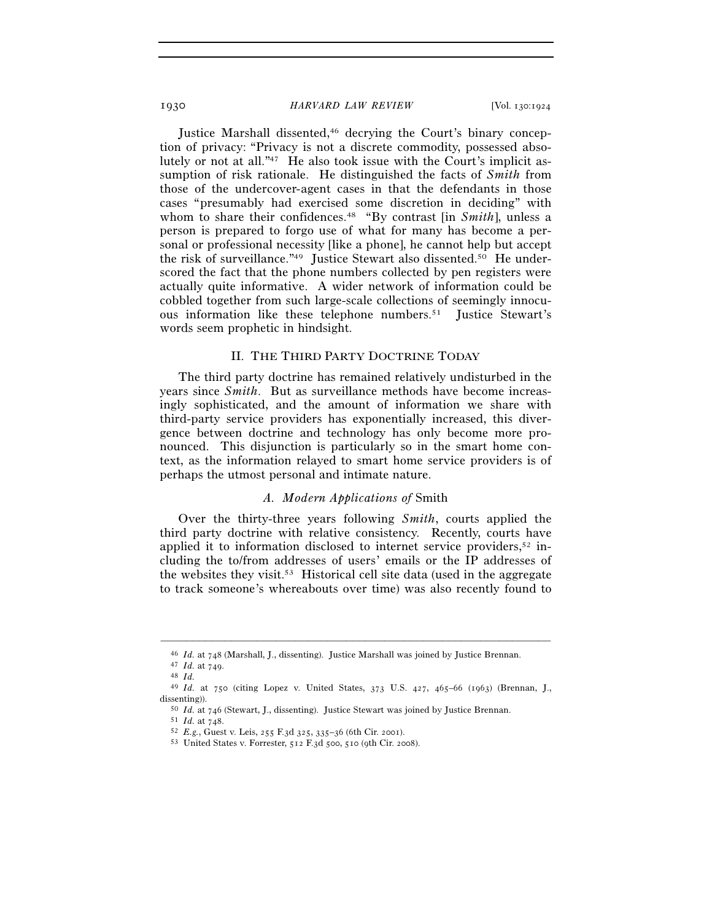Justice Marshall dissented,[46] decrying the Court's binary conception of privacy: "Privacy is not a discrete commodity, possessed absolutely or not at all."[47] He also took issue with the Court's implicit assumption of risk rationale. He distinguished the facts of *Smith* from those of the undercover-agent cases in that the defendants in those cases "presumably had exercised some discretion in deciding" with whom to share their confidences.[48] "By contrast [in *Smith*], unless a person is prepared to forgo use of what for many has become a personal or professional necessity [like a phone], he cannot help but accept the risk of surveillance."[49] Justice Stewart also dissented.[50] He underscored the fact that the phone numbers collected by pen registers were actually quite informative. A wider network of information could be cobbled together from such large-scale collections of seemingly innocuous information like these telephone numbers.[51] Justice Stewart's words seem prophetic in hindsight.

## II. The Third Party Doctrine Today

The third party doctrine has remained relatively undisturbed in the years since *Smith*. But as surveillance methods have become increasingly sophisticated, and the amount of information we share with third-party service providers has exponentially increased, this divergence between doctrine and technology has only become more pronounced. This disjunction is particularly so in the smart home context, as the information relayed to smart home service providers is of perhaps the utmost personal and intimate nature.

### A. *Modern Applications of* Smith

Over the thirty-three years following *Smith*, courts applied the third party doctrine with relative consistency. Recently, courts have applied it to information disclosed to internet service providers,[52] including the to/from addresses of users' emails or the IP addresses of the websites they visit.[53] Historical cell site data (used in the aggregate to track someone's whereabouts over time) was also recently found to

---

[46] *Id.* at 748 (Marshall, J., dissenting). Justice Marshall was joined by Justice Brennan.

[47] *Id.* at 749.

[48] *Id.*

[49] *Id.* at 750 (citing Lopez v. United States, 373 U.S. 427, 465–66 (1963) (Brennan, J., dissenting)).

[50] *Id.* at 746 (Stewart, J., dissenting). Justice Stewart was joined by Justice Brennan.

[51] *Id.* at 748.

[52] *E.g.*, Guest v. Leis, 255 F.3d 325, 335–36 (6th Cir. 2001).

[53] United States v. Forrester, 512 F.3d 500, 510 (9th Cir. 2008).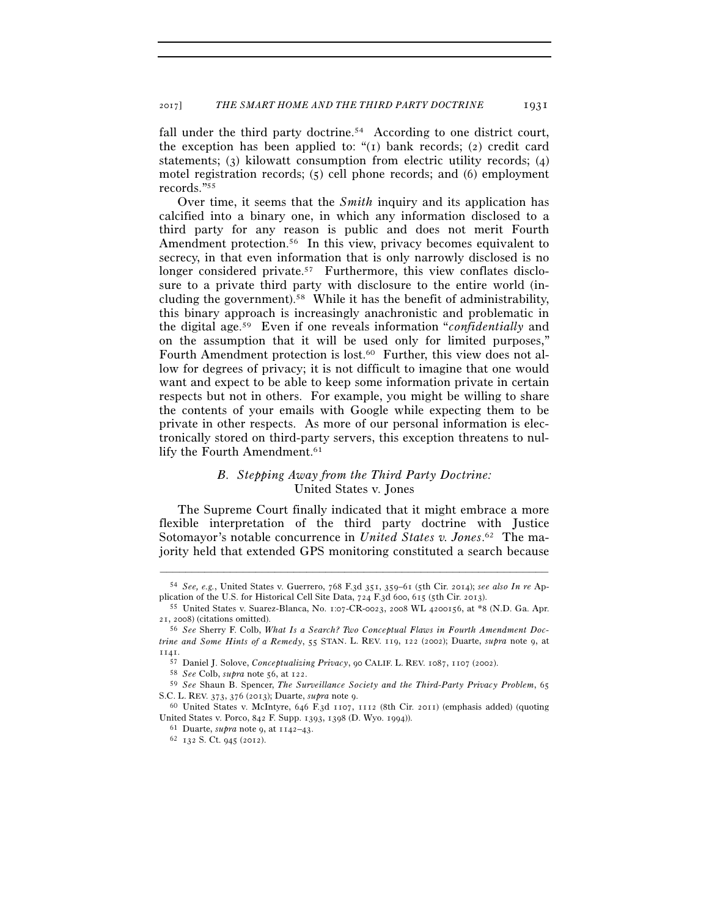fall under the third party doctrine.[54] According to one district court, the exception has been applied to: "(1) bank records; (2) credit card statements; (3) kilowatt consumption from electric utility records; (4) motel registration records; (5) cell phone records; and (6) employment records."[55]

Over time, it seems that the *Smith* inquiry and its application has calcified into a binary one, in which any information disclosed to a third party for any reason is public and does not merit Fourth Amendment protection.[56] In this view, privacy becomes equivalent to secrecy, in that even information that is only narrowly disclosed is no longer considered private.[57] Furthermore, this view conflates disclosure to a private third party with disclosure to the entire world (including the government).[58] While it has the benefit of administrability, this binary approach is increasingly anachronistic and problematic in the digital age.[59] Even if one reveals information "*confidentially* and on the assumption that it will be used only for limited purposes," Fourth Amendment protection is lost.[60] Further, this view does not allow for degrees of privacy; it is not difficult to imagine that one would want and expect to be able to keep some information private in certain respects but not in others. For example, you might be willing to share the contents of your emails with Google while expecting them to be private in other respects. As more of our personal information is electronically stored on third-party servers, this exception threatens to nullify the Fourth Amendment.[61]

### *B. Stepping Away from the Third Party Doctrine:* United States v. Jones

The Supreme Court finally indicated that it might embrace a more flexible interpretation of the third party doctrine with Justice Sotomayor's notable concurrence in *United States v. Jones*.[62] The majority held that extended GPS monitoring constituted a search because

---

[54] *See, e.g.*, United States v. Guerrero, 768 F.3d 351, 359–61 (5th Cir. 2014); *see also In re* Application of the U.S. for Historical Cell Site Data, 724 F.3d 600, 615 (5th Cir. 2013).

[55] United States v. Suarez-Blanca, No. 1:07-CR-0023, 2008 WL 4200156, at *8 (N.D. Ga. Apr. 21, 2008) (citations omitted).

[56] *See* Sherry F. Colb, *What Is a Search? Two Conceptual Flaws in Fourth Amendment Doctrine and Some Hints of a Remedy*, 55 STAN. L. REV. 119, 122 (2002); Duarte, *supra* note 9, at 1141.

[57] Daniel J. Solove, *Conceptualizing Privacy*, 90 CALIF. L. REV. 1087, 1107 (2002).

[58] *See* Colb, *supra* note 56, at 122.

[59] *See* Shaun B. Spencer, *The Surveillance Society and the Third-Party Privacy Problem*, 65 S.C. L. REV. 373, 376 (2013); Duarte, *supra* note 9.

[60] United States v. McIntyre, 646 F.3d 1107, 1112 (8th Cir. 2011) (emphasis added) (quoting United States v. Porco, 842 F. Supp. 1393, 1398 (D. Wyo. 1994)).

[61] Duarte, *supra* note 9, at 1142–43.

[62] 132 S. Ct. 945 (2012).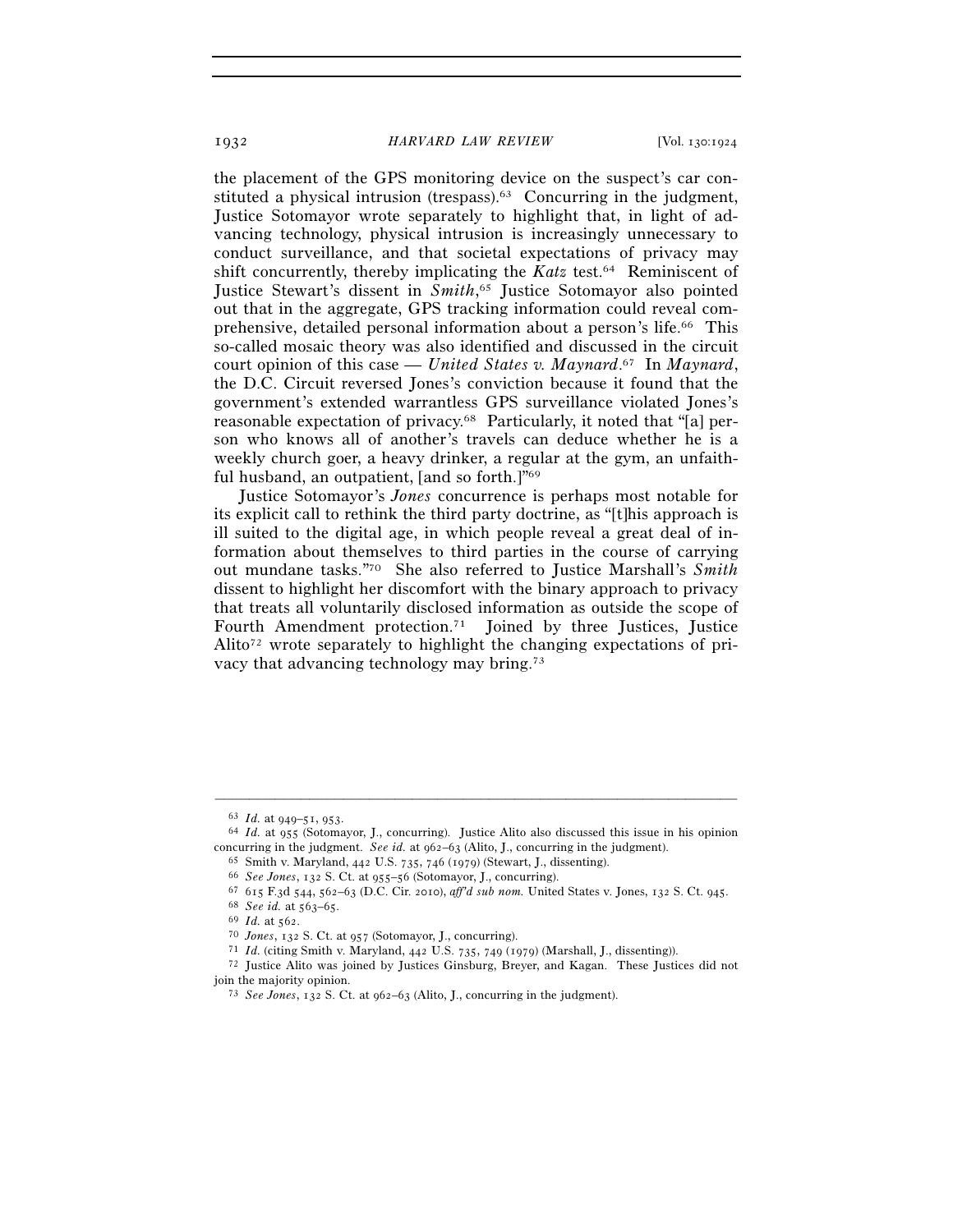the placement of the GPS monitoring device on the suspect's car constituted a physical intrusion (trespass).[63] Concurring in the judgment, Justice Sotomayor wrote separately to highlight that, in light of advancing technology, physical intrusion is increasingly unnecessary to conduct surveillance, and that societal expectations of privacy may shift concurrently, thereby implicating the *Katz* test.[64] Reminiscent of Justice Stewart's dissent in *Smith*,[65] Justice Sotomayor also pointed out that in the aggregate, GPS tracking information could reveal comprehensive, detailed personal information about a person's life.[66] This so-called mosaic theory was also identified and discussed in the circuit court opinion of this case — *United States v. Maynard*.[67] In *Maynard*, the D.C. Circuit reversed Jones's conviction because it found that the government's extended warrantless GPS surveillance violated Jones's reasonable expectation of privacy.[68] Particularly, it noted that "[a] person who knows all of another's travels can deduce whether he is a weekly church goer, a heavy drinker, a regular at the gym, an unfaithful husband, an outpatient, [and so forth.]"[69]

Justice Sotomayor's *Jones* concurrence is perhaps most notable for its explicit call to rethink the third party doctrine, as "[t]his approach is ill suited to the digital age, in which people reveal a great deal of information about themselves to third parties in the course of carrying out mundane tasks."[70] She also referred to Justice Marshall's *Smith* dissent to highlight her discomfort with the binary approach to privacy that treats all voluntarily disclosed information as outside the scope of Fourth Amendment protection.[71] Joined by three Justices, Justice Alito[72] wrote separately to highlight the changing expectations of privacy that advancing technology may bring.[73]

---

[63] *Id.* at 949–51, 953.

[64] *Id.* at 955 (Sotomayor, J., concurring). Justice Alito also discussed this issue in his opinion concurring in the judgment. *See id.* at 962–63 (Alito, J., concurring in the judgment).

[65] Smith v. Maryland, 442 U.S. 735, 746 (1979) (Stewart, J., dissenting).

[66] *See Jones*, 132 S. Ct. at 955–56 (Sotomayor, J., concurring).

[67] 615 F.3d 544, 562–63 (D.C. Cir. 2010), *aff'd sub nom.* United States v. Jones, 132 S. Ct. 945.

[68] *See id.* at 563–65.

[69] *Id.* at 562.

[70] *Jones*, 132 S. Ct. at 957 (Sotomayor, J., concurring).

[71] *Id.* (citing Smith v. Maryland, 442 U.S. 735, 749 (1979) (Marshall, J., dissenting)).

[72] Justice Alito was joined by Justices Ginsburg, Breyer, and Kagan. These Justices did not join the majority opinion.

[73] *See Jones*, 132 S. Ct. at 962–63 (Alito, J., concurring in the judgment).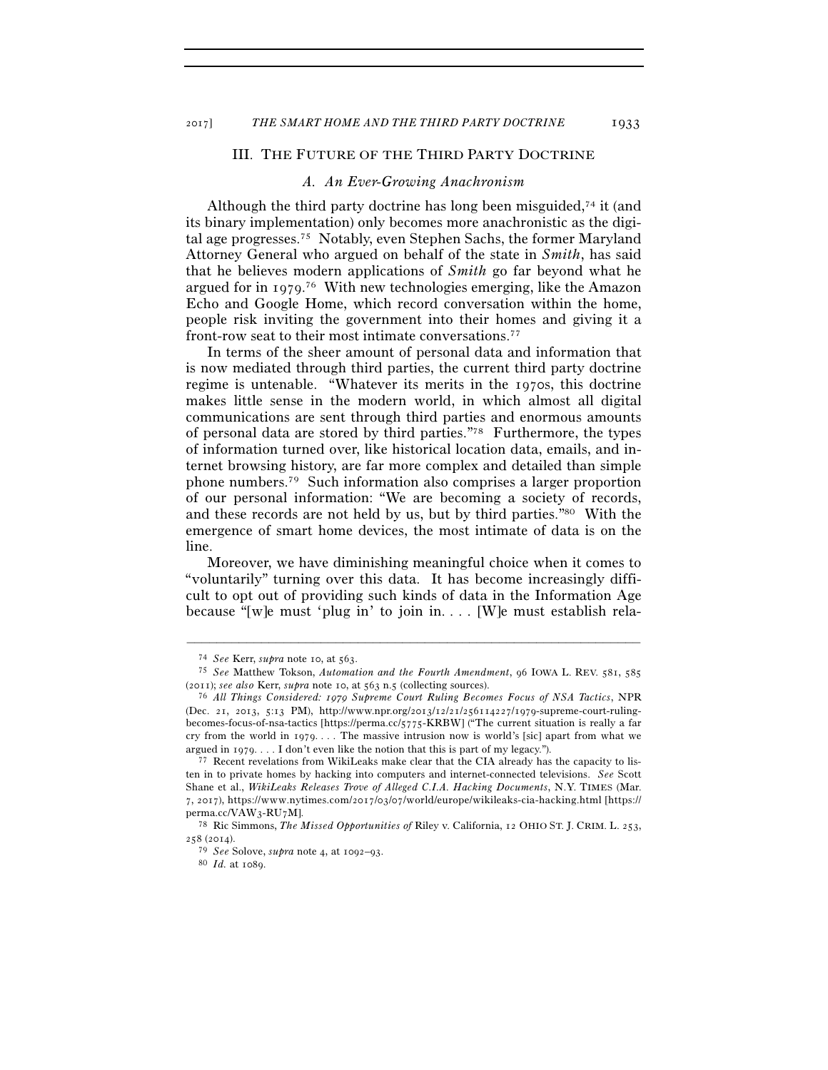## III. The Future of the Third Party Doctrine

### *A. An Ever-Growing Anachronism*

Although the third party doctrine has long been misguided,[74] it (and its binary implementation) only becomes more anachronistic as the digital age progresses.[75] Notably, even Stephen Sachs, the former Maryland Attorney General who argued on behalf of the state in *Smith*, has said that he believes modern applications of *Smith* go far beyond what he argued for in 1979.[76] With new technologies emerging, like the Amazon Echo and Google Home, which record conversation within the home, people risk inviting the government into their homes and giving it a front-row seat to their most intimate conversations.[77]

In terms of the sheer amount of personal data and information that is now mediated through third parties, the current third party doctrine regime is untenable. "Whatever its merits in the 1970s, this doctrine makes little sense in the modern world, in which almost all digital communications are sent through third parties and enormous amounts of personal data are stored by third parties."[78] Furthermore, the types of information turned over, like historical location data, emails, and internet browsing history, are far more complex and detailed than simple phone numbers.[79] Such information also comprises a larger proportion of our personal information: "We are becoming a society of records, and these records are not held by us, but by third parties."[80] With the emergence of smart home devices, the most intimate of data is on the line.

Moreover, we have diminishing meaningful choice when it comes to "voluntarily" turning over this data. It has become increasingly difficult to opt out of providing such kinds of data in the Information Age because "[w]e must 'plug in' to join in. . . . [W]e must establish rela-

---

[74] *See* Kerr, *supra* note 10, at 563.

[75] *See* Matthew Tokson, *Automation and the Fourth Amendment*, 96 IOWA L. REV. 581, 585 (2011); *see also* Kerr, *supra* note 10, at 563 n.5 (collecting sources).

[76] *All Things Considered: 1979 Supreme Court Ruling Becomes Focus of NSA Tactics*, NPR (Dec. 21, 2013, 5:13 PM), http://www.npr.org/2013/12/21/256114227/1979-supreme-court-ruling-becomes-focus-of-nsa-tactics [https://perma.cc/5775-KRBW] ("The current situation is really a far cry from the world in 1979. . . . The massive intrusion now is world's [sic] apart from what we argued in 1979. . . . I don't even like the notion that this is part of my legacy.").

[77] Recent revelations from WikiLeaks make clear that the CIA already has the capacity to listen in to private homes by hacking into computers and internet-connected televisions. *See* Scott Shane et al., *WikiLeaks Releases Trove of Alleged C.I.A. Hacking Documents*, N.Y. TIMES (Mar. 7, 2017), https://www.nytimes.com/2017/03/07/world/europe/wikileaks-cia-hacking.html [https://perma.cc/VAW3-RU7M].

[78] Ric Simmons, *The Missed Opportunities of* Riley v. California, 12 OHIO ST. J. CRIM. L. 253, 258 (2014).

[79] *See* Solove, *supra* note 4, at 1092–93.

[80] *Id.* at 1089.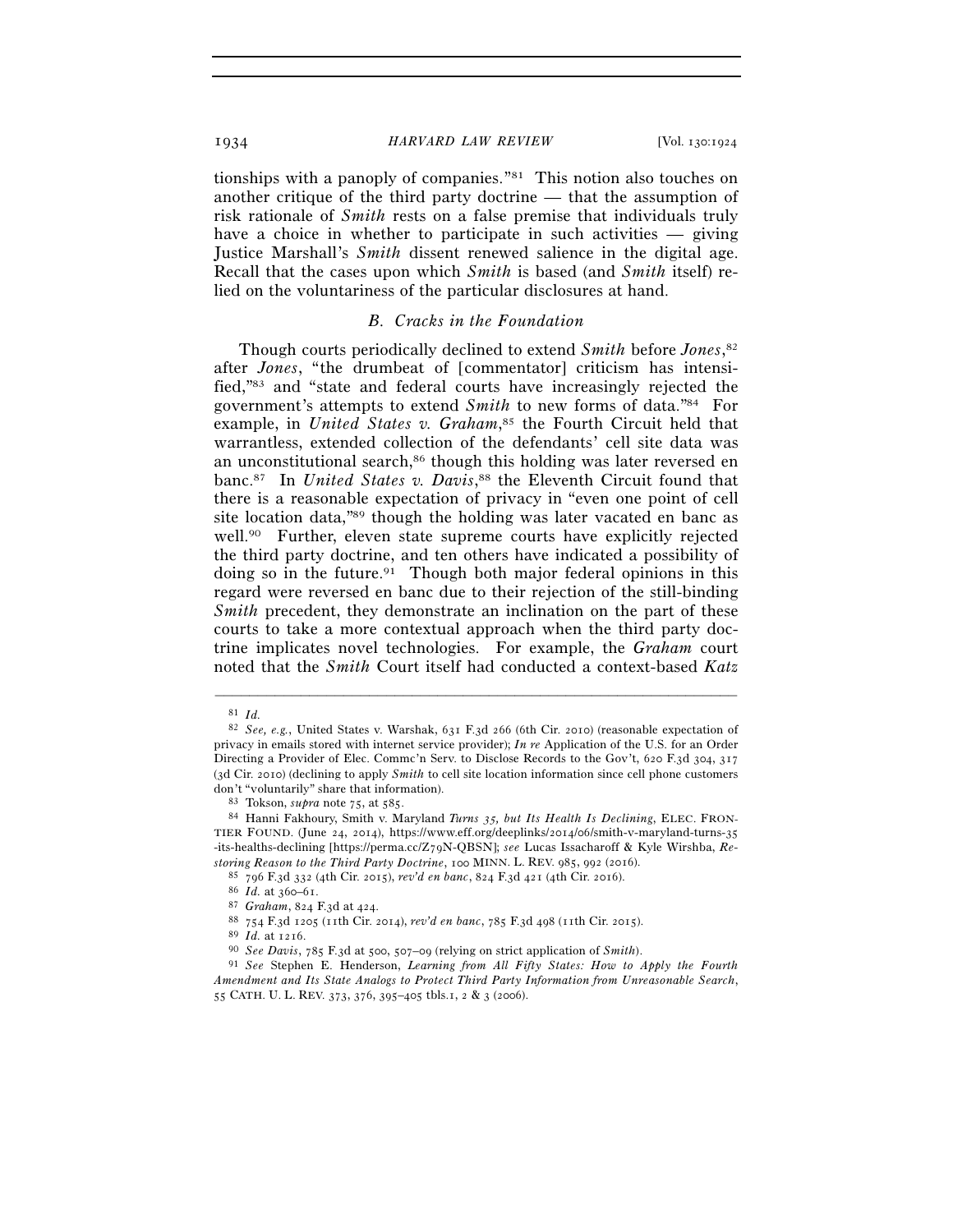tionships with a panoply of companies."[81] This notion also touches on another critique of the third party doctrine — that the assumption of risk rationale of *Smith* rests on a false premise that individuals truly have a choice in whether to participate in such activities — giving Justice Marshall's *Smith* dissent renewed salience in the digital age. Recall that the cases upon which *Smith* is based (and *Smith* itself) relied on the voluntariness of the particular disclosures at hand.

### *B. Cracks in the Foundation*

Though courts periodically declined to extend *Smith* before *Jones*,[82] after *Jones*, "the drumbeat of [commentator] criticism has intensified,"[83] and "state and federal courts have increasingly rejected the government's attempts to extend *Smith* to new forms of data."[84] For example, in *United States v. Graham*,[85] the Fourth Circuit held that warrantless, extended collection of the defendants' cell site data was an unconstitutional search,[86] though this holding was later reversed en banc.[87] In *United States v. Davis*,[88] the Eleventh Circuit found that there is a reasonable expectation of privacy in "even one point of cell site location data,"[89] though the holding was later vacated en banc as well.[90] Further, eleven state supreme courts have explicitly rejected the third party doctrine, and ten others have indicated a possibility of doing so in the future.[91] Though both major federal opinions in this regard were reversed en banc due to their rejection of the still-binding *Smith* precedent, they demonstrate an inclination on the part of these courts to take a more contextual approach when the third party doctrine implicates novel technologies. For example, the *Graham* court noted that the *Smith* Court itself had conducted a context-based *Katz*

---

[81] *Id.*

[82] *See, e.g.*, United States v. Warshak, 631 F.3d 266 (6th Cir. 2010) (reasonable expectation of privacy in emails stored with internet service provider); *In re* Application of the U.S. for an Order Directing a Provider of Elec. Commc'n Serv. to Disclose Records to the Gov't, 620 F.3d 304, 317 (3d Cir. 2010) (declining to apply *Smith* to cell site location information since cell phone customers don't "voluntarily" share that information).

[83] Tokson, *supra* note 75, at 585.

[84] Hanni Fakhoury, Smith v. Maryland *Turns 35, but Its Health Is Declining*, ELEC. FRONTIER FOUND. (June 24, 2014), https://www.eff.org/deeplinks/2014/06/smith-v-maryland-turns-35-its-healths-declining [https://perma.cc/Z79N-QBSN]; *see* Lucas Issacharoff & Kyle Wirshba, *Restoring Reason to the Third Party Doctrine*, 100 MINN. L. REV. 985, 992 (2016).

[85] 796 F.3d 332 (4th Cir. 2015), *rev'd en banc*, 824 F.3d 421 (4th Cir. 2016).

[86] *Id.* at 360–61.

[87] *Graham*, 824 F.3d at 424.

[88] 754 F.3d 1205 (11th Cir. 2014), *rev'd en banc*, 785 F.3d 498 (11th Cir. 2015).

[89] *Id.* at 1216.

[90] *See Davis*, 785 F.3d at 500, 507–09 (relying on strict application of *Smith*).

[91] *See* Stephen E. Henderson, *Learning from All Fifty States: How to Apply the Fourth Amendment and Its State Analogs to Protect Third Party Information from Unreasonable Search*, 55 CATH. U. L. REV. 373, 376, 395–405 tbls.1, 2 & 3 (2006).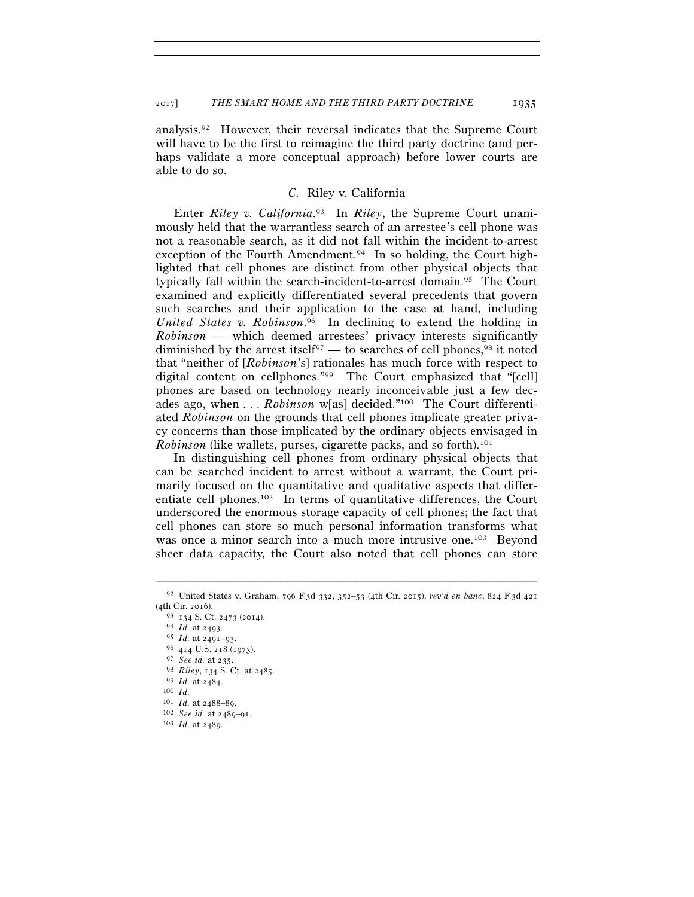analysis.[92] However, their reversal indicates that the Supreme Court will have to be the first to reimagine the third party doctrine (and perhaps validate a more conceptual approach) before lower courts are able to do so.

### C. Riley v. California

Enter *Riley v. California*.[93] In *Riley*, the Supreme Court unanimously held that the warrantless search of an arrestee's cell phone was not a reasonable search, as it did not fall within the incident-to-arrest exception of the Fourth Amendment.[94] In so holding, the Court highlighted that cell phones are distinct from other physical objects that typically fall within the search-incident-to-arrest domain.[95] The Court examined and explicitly differentiated several precedents that govern such searches and their application to the case at hand, including *United States v. Robinson*.[96] In declining to extend the holding in *Robinson* — which deemed arrestees' privacy interests significantly diminished by the arrest itself[97] — to searches of cell phones,[98] it noted that "neither of [*Robinson*'s] rationales has much force with respect to digital content on cellphones."[99] The Court emphasized that "[cell] phones are based on technology nearly inconceivable just a few decades ago, when . . . *Robinson* w[as] decided."[100] The Court differentiated *Robinson* on the grounds that cell phones implicate greater privacy concerns than those implicated by the ordinary objects envisaged in *Robinson* (like wallets, purses, cigarette packs, and so forth).[101]

In distinguishing cell phones from ordinary physical objects that can be searched incident to arrest without a warrant, the Court primarily focused on the quantitative and qualitative aspects that differentiate cell phones.[102] In terms of quantitative differences, the Court underscored the enormous storage capacity of cell phones; the fact that cell phones can store so much personal information transforms what was once a minor search into a much more intrusive one.[103] Beyond sheer data capacity, the Court also noted that cell phones can store

---

[92] United States v. Graham, 796 F.3d 332, 352–53 (4th Cir. 2015), *rev'd en banc*, 824 F.3d 421 (4th Cir. 2016).

[93] 134 S. Ct. 2473 (2014).

[94] *Id.* at 2493.

[95] *Id.* at 2491–93.

[96] 414 U.S. 218 (1973).

[97] *See id.* at 235.

[98] *Riley*, 134 S. Ct. at 2485.

[99] *Id.* at 2484.

[100] *Id.*

[101] *Id.* at 2488–89.

[102] *See id.* at 2489–91.

[103] *Id.* at 2489.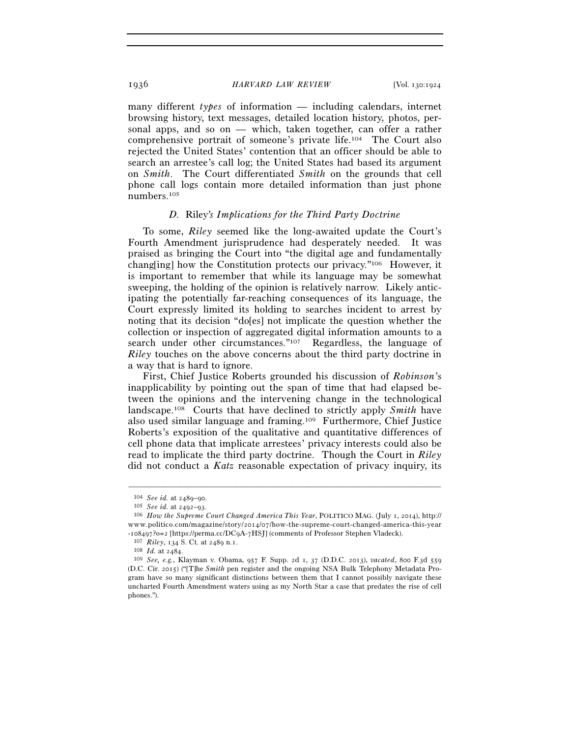many different *types* of information — including calendars, internet browsing history, text messages, detailed location history, photos, personal apps, and so on — which, taken together, can offer a rather comprehensive portrait of someone's private life.[104] The Court also rejected the United States' contention that an officer should be able to search an arrestee's call log; the United States had based its argument on *Smith*. The Court differentiated *Smith* on the grounds that cell phone call logs contain more detailed information than just phone numbers.[105]

### *D.* Riley*'s Implications for the Third Party Doctrine*

To some, *Riley* seemed like the long-awaited update the Court's Fourth Amendment jurisprudence had desperately needed. It was praised as bringing the Court into "the digital age and fundamentally chang[ing] how the Constitution protects our privacy."[106] However, it is important to remember that while its language may be somewhat sweeping, the holding of the opinion is relatively narrow. Likely anticipating the potentially far-reaching consequences of its language, the Court expressly limited its holding to searches incident to arrest by noting that its decision "do[es] not implicate the question whether the collection or inspection of aggregated digital information amounts to a search under other circumstances."[107] Regardless, the language of *Riley* touches on the above concerns about the third party doctrine in a way that is hard to ignore.

First, Chief Justice Roberts grounded his discussion of *Robinson*'s inapplicability by pointing out the span of time that had elapsed between the opinions and the intervening change in the technological landscape.[108] Courts that have declined to strictly apply *Smith* have also used similar language and framing.[109] Furthermore, Chief Justice Roberts's exposition of the qualitative and quantitative differences of cell phone data that implicate arrestees' privacy interests could also be read to implicate the third party doctrine. Though the Court in *Riley* did not conduct a *Katz* reasonable expectation of privacy inquiry, its

---

[104] *See id.* at 2489–90.

[105] *See id.* at 2492–93.

[106] *How the Supreme Court Changed America This Year*, POLITICO MAG. (July 1, 2014), http://www.politico.com/magazine/story/2014/07/how-the-supreme-court-changed-america-this-year-108497?o=2 [https://perma.cc/DC9A-7HSJ] (comments of Professor Stephen Vladeck).

[107] *Riley*, 134 S. Ct. at 2489 n.1.

[108] *Id.* at 2484.

[109] *See, e.g.*, Klayman v. Obama, 957 F. Supp. 2d 1, 37 (D.D.C. 2013), *vacated*, 800 F.3d 559 (D.C. Cir. 2015) ("[T]he *Smith* pen register and the ongoing NSA Bulk Telephony Metadata Program have so many significant distinctions between them that I cannot possibly navigate these uncharted Fourth Amendment waters using as my North Star a case that predates the rise of cell phones.").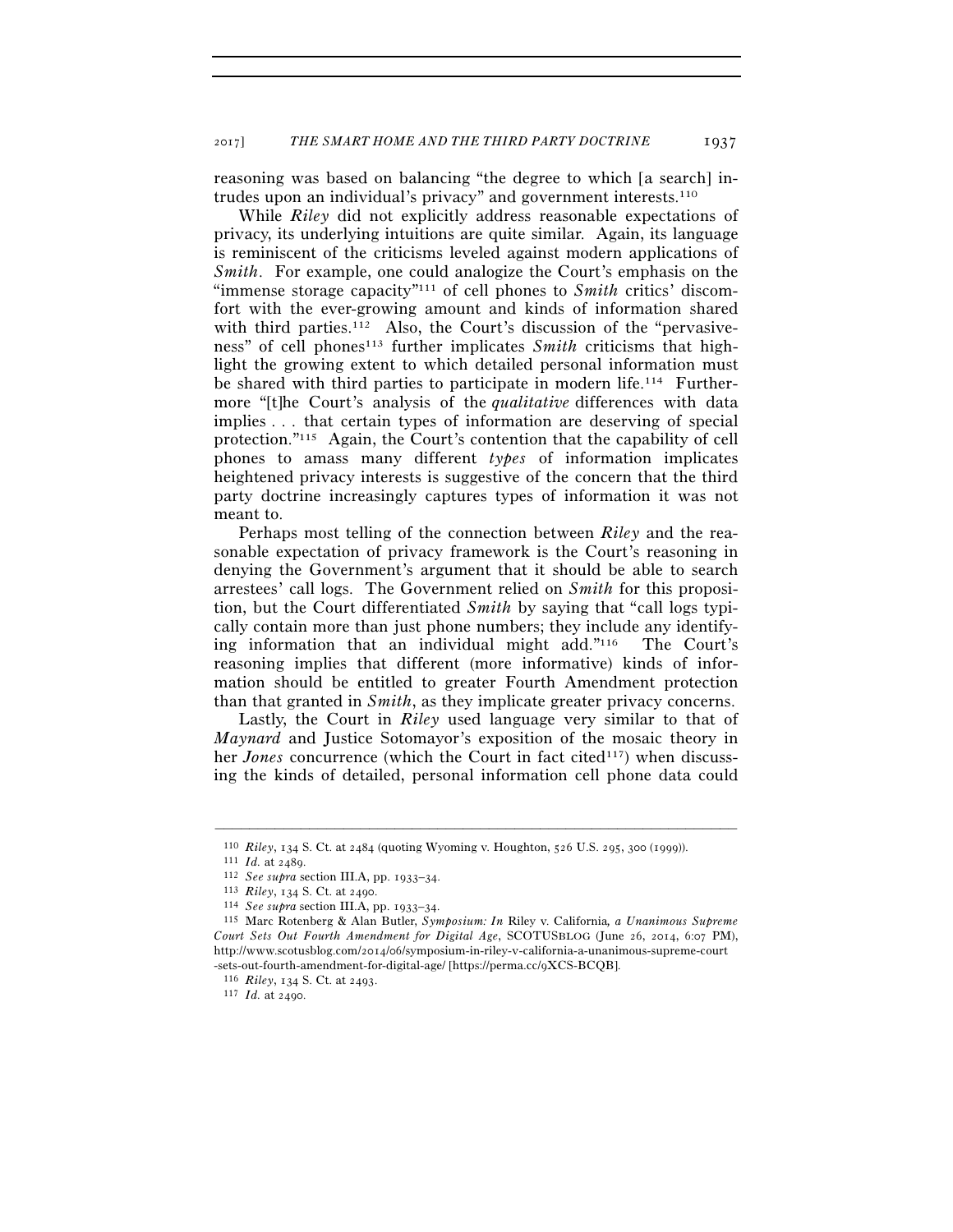reasoning was based on balancing "the degree to which [a search] intrudes upon an individual's privacy" and government interests.[110]

While *Riley* did not explicitly address reasonable expectations of privacy, its underlying intuitions are quite similar. Again, its language is reminiscent of the criticisms leveled against modern applications of *Smith*. For example, one could analogize the Court's emphasis on the "immense storage capacity"[111] of cell phones to *Smith* critics' discomfort with the ever-growing amount and kinds of information shared with third parties.[112] Also, the Court's discussion of the "pervasiveness" of cell phones[113] further implicates *Smith* criticisms that highlight the growing extent to which detailed personal information must be shared with third parties to participate in modern life.[114] Furthermore "[t]he Court's analysis of the *qualitative* differences with data implies . . . that certain types of information are deserving of special protection."[115] Again, the Court's contention that the capability of cell phones to amass many different *types* of information implicates heightened privacy interests is suggestive of the concern that the third party doctrine increasingly captures types of information it was not meant to.

Perhaps most telling of the connection between *Riley* and the reasonable expectation of privacy framework is the Court's reasoning in denying the Government's argument that it should be able to search arrestees' call logs. The Government relied on *Smith* for this proposition, but the Court differentiated *Smith* by saying that "call logs typically contain more than just phone numbers; they include any identifying information that an individual might add."[116] The Court's reasoning implies that different (more informative) kinds of information should be entitled to greater Fourth Amendment protection than that granted in *Smith*, as they implicate greater privacy concerns.

Lastly, the Court in *Riley* used language very similar to that of *Maynard* and Justice Sotomayor's exposition of the mosaic theory in her *Jones* concurrence (which the Court in fact cited[117]) when discussing the kinds of detailed, personal information cell phone data could

---

[110] *Riley*, 134 S. Ct. at 2484 (quoting Wyoming v. Houghton, 526 U.S. 295, 300 (1999)).

[111] *Id.* at 2489.

[112] *See supra* section III.A, pp. 1933–34.

[113] *Riley*, 134 S. Ct. at 2490.

[114] *See supra* section III.A, pp. 1933–34.

[115] Marc Rotenberg & Alan Butler, *Symposium: In* Riley v. California*, a Unanimous Supreme Court Sets Out Fourth Amendment for Digital Age*, SCOTUSBLOG (June 26, 2014, 6:07 PM), http://www.scotusblog.com/2014/06/symposium-in-riley-v-california-a-unanimous-supreme-court-sets-out-fourth-amendment-for-digital-age/ [https://perma.cc/9XCS-BCQB].

[116] *Riley*, 134 S. Ct. at 2493.

[117] *Id.* at 2490.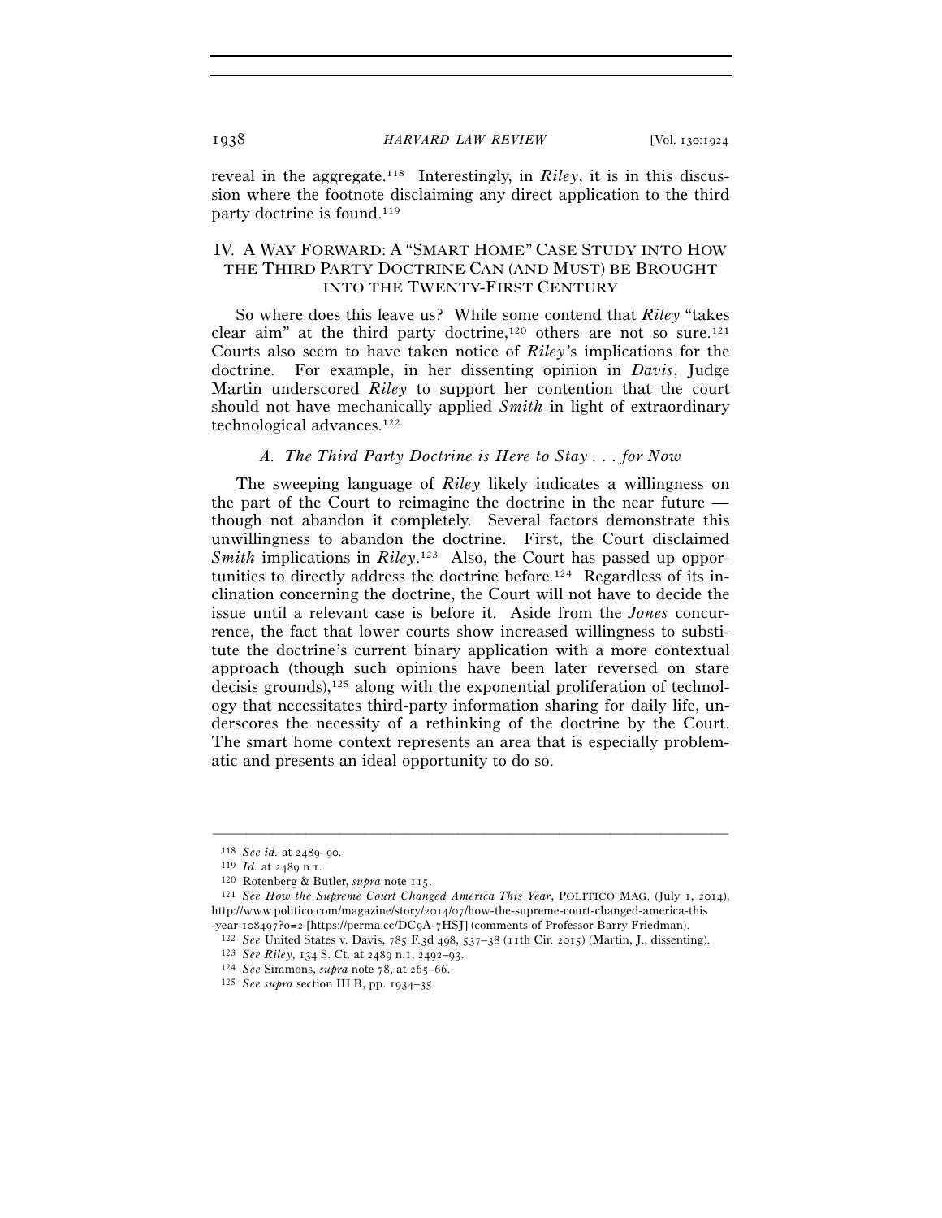reveal in the aggregate.[118] Interestingly, in *Riley*, it is in this discussion where the footnote disclaiming any direct application to the third party doctrine is found.[119]

## IV. A WAY FORWARD: A "SMART HOME" CASE STUDY INTO HOW THE THIRD PARTY DOCTRINE CAN (AND MUST) BE BROUGHT INTO THE TWENTY-FIRST CENTURY

So where does this leave us? While some contend that *Riley* "takes clear aim" at the third party doctrine,[120] others are not so sure.[121] Courts also seem to have taken notice of *Riley*'s implications for the doctrine. For example, in her dissenting opinion in *Davis*, Judge Martin underscored *Riley* to support her contention that the court should not have mechanically applied *Smith* in light of extraordinary technological advances.[122]

### *A. The Third Party Doctrine is Here to Stay . . . for Now*

The sweeping language of *Riley* likely indicates a willingness on the part of the Court to reimagine the doctrine in the near future — though not abandon it completely. Several factors demonstrate this unwillingness to abandon the doctrine. First, the Court disclaimed *Smith* implications in *Riley*.[123] Also, the Court has passed up opportunities to directly address the doctrine before.[124] Regardless of its inclination concerning the doctrine, the Court will not have to decide the issue until a relevant case is before it. Aside from the *Jones* concurrence, the fact that lower courts show increased willingness to substitute the doctrine's current binary application with a more contextual approach (though such opinions have been later reversed on stare decisis grounds),[125] along with the exponential proliferation of technology that necessitates third-party information sharing for daily life, underscores the necessity of a rethinking of the doctrine by the Court. The smart home context represents an area that is especially problematic and presents an ideal opportunity to do so.

---

[118] *See id.* at 2489–90.

[119] *Id.* at 2489 n.1.

[120] Rotenberg & Butler, *supra* note 115.

[121] *See How the Supreme Court Changed America This Year*, POLITICO MAG. (July 1, 2014), http://www.politico.com/magazine/story/2014/07/how-the-supreme-court-changed-america-this-year-108497?o=2 [https://perma.cc/DC9A-7HSJ] (comments of Professor Barry Friedman).

[122] *See* United States v. Davis, 785 F.3d 498, 537–38 (11th Cir. 2015) (Martin, J., dissenting).

[123] *See Riley*, 134 S. Ct. at 2489 n.1, 2492–93.

[124] *See* Simmons, *supra* note 78, at 265–66.

[125] *See supra* section III.B, pp. 1934–35.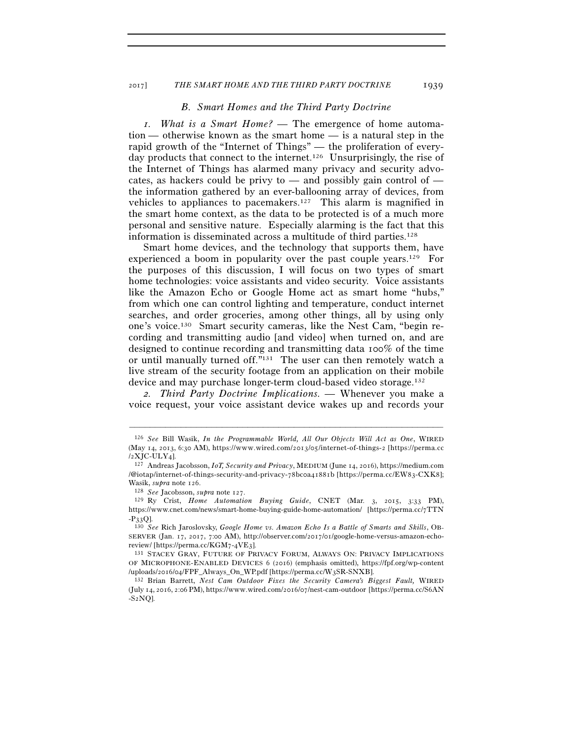### *B. Smart Homes and the Third Party Doctrine*

*1. What is a Smart Home?* — The emergence of home automation — otherwise known as the smart home — is a natural step in the rapid growth of the "Internet of Things" — the proliferation of everyday products that connect to the internet.[126] Unsurprisingly, the rise of the Internet of Things has alarmed many privacy and security advocates, as hackers could be privy to — and possibly gain control of — the information gathered by an ever-ballooning array of devices, from vehicles to appliances to pacemakers.[127] This alarm is magnified in the smart home context, as the data to be protected is of a much more personal and sensitive nature. Especially alarming is the fact that this information is disseminated across a multitude of third parties.[128]

Smart home devices, and the technology that supports them, have experienced a boom in popularity over the past couple years.[129] For the purposes of this discussion, I will focus on two types of smart home technologies: voice assistants and video security. Voice assistants like the Amazon Echo or Google Home act as smart home "hubs," from which one can control lighting and temperature, conduct internet searches, and order groceries, among other things, all by using only one's voice.[130] Smart security cameras, like the Nest Cam, "begin recording and transmitting audio [and video] when turned on, and are designed to continue recording and transmitting data 100% of the time or until manually turned off."[131] The user can then remotely watch a live stream of the security footage from an application on their mobile device and may purchase longer-term cloud-based video storage.[132]

*2. Third Party Doctrine Implications.* — Whenever you make a voice request, your voice assistant device wakes up and records your

---

[126] *See* Bill Wasik, *In the Programmable World, All Our Objects Will Act as One*, WIRED (May 14, 2013, 6:30 AM), https://www.wired.com/2013/05/internet-of-things-2 [https://perma.cc/2XJC-ULY4].

[127] Andreas Jacobsson, *IoT, Security and Privacy*, MEDIUM (June 14, 2016), https://medium.com/@iotap/internet-of-things-security-and-privacy-78bc0a41881b [https://perma.cc/EW83-CXK8]; Wasik, *supra* note 126.

[128] *See* Jacobsson, *supra* note 127.

[129] Ry Crist, *Home Automation Buying Guide*, CNET (Mar. 3, 2015, 3:33 PM), https://www.cnet.com/news/smart-home-buying-guide-home-automation/ [https://perma.cc/7TTN-P33Q].

[130] *See* Rich Jaroslovsky, *Google Home vs. Amazon Echo Is a Battle of Smarts and Skills*, OBSERVER (Jan. 17, 2017, 7:00 AM), http://observer.com/2017/01/google-home-versus-amazon-echo-review/ [https://perma.cc/KGM7-4VE3].

[131] STACEY GRAY, FUTURE OF PRIVACY FORUM, ALWAYS ON: PRIVACY IMPLICATIONS OF MICROPHONE-ENABLED DEVICES 6 (2016) (emphasis omitted), https://fpf.org/wp-content/uploads/2016/04/FPF_Always_On_WP.pdf [https://perma.cc/W3SR-SNXB].

[132] Brian Barrett, *Nest Cam Outdoor Fixes the Security Camera's Biggest Fault,* WIRED (July 14, 2016, 2:06 PM), https://www.wired.com/2016/07/nest-cam-outdoor [https://perma.cc/S6AN-S2NQ].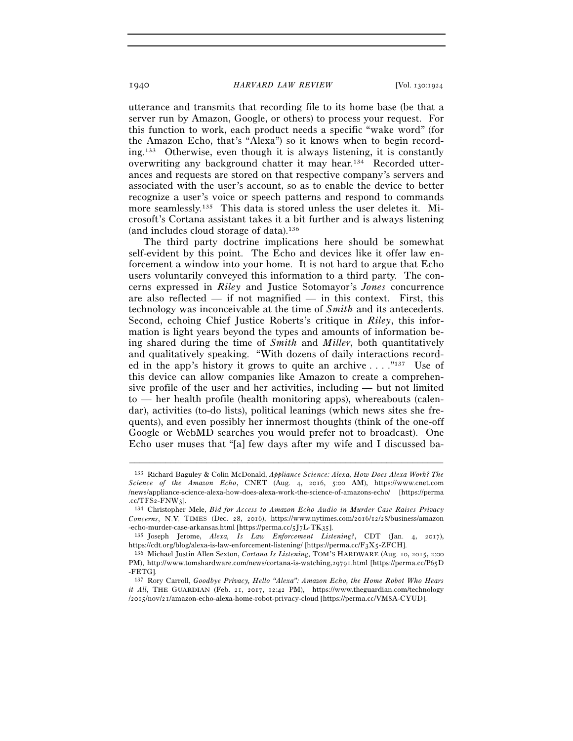utterance and transmits that recording file to its home base (be that a server run by Amazon, Google, or others) to process your request. For this function to work, each product needs a specific "wake word" (for the Amazon Echo, that's "Alexa") so it knows when to begin recording.[133] Otherwise, even though it is always listening, it is constantly overwriting any background chatter it may hear.[134] Recorded utterances and requests are stored on that respective company's servers and associated with the user's account, so as to enable the device to better recognize a user's voice or speech patterns and respond to commands more seamlessly.[135] This data is stored unless the user deletes it. Microsoft's Cortana assistant takes it a bit further and is always listening (and includes cloud storage of data).[136]

The third party doctrine implications here should be somewhat self-evident by this point. The Echo and devices like it offer law enforcement a window into your home. It is not hard to argue that Echo users voluntarily conveyed this information to a third party. The concerns expressed in *Riley* and Justice Sotomayor's *Jones* concurrence are also reflected — if not magnified — in this context. First, this technology was inconceivable at the time of *Smith* and its antecedents. Second, echoing Chief Justice Roberts's critique in *Riley*, this information is light years beyond the types and amounts of information being shared during the time of *Smith* and *Miller*, both quantitatively and qualitatively speaking. "With dozens of daily interactions recorded in the app's history it grows to quite an archive . . . ."[137] Use of this device can allow companies like Amazon to create a comprehensive profile of the user and her activities, including — but not limited to — her health profile (health monitoring apps), whereabouts (calendar), activities (to-do lists), political leanings (which news sites she frequents), and even possibly her innermost thoughts (think of the one-off Google or WebMD searches you would prefer not to broadcast). One Echo user muses that "[a] few days after my wife and I discussed ba-

---

[133] Richard Baguley & Colin McDonald, *Appliance Science: Alexa, How Does Alexa Work? The Science of the Amazon Echo*, CNET (Aug. 4, 2016, 5:00 AM), https://www.cnet.com/news/appliance-science-alexa-how-does-alexa-work-the-science-of-amazons-echo/ [https://perma.cc/TFS2-FNW3].

[134] Christopher Mele, *Bid for Access to Amazon Echo Audio in Murder Case Raises Privacy Concerns*, N.Y. TIMES (Dec. 28, 2016), https://www.nytimes.com/2016/12/28/business/amazon-echo-murder-case-arkansas.html [https://perma.cc/5J7L-TK35].

[135] Joseph Jerome, *Alexa, Is Law Enforcement Listening?*, CDT (Jan. 4, 2017), https://cdt.org/blog/alexa-is-law-enforcement-listening/ [https://perma.cc/F3X5-ZFCH].

[136] Michael Justin Allen Sexton, *Cortana Is Listening*, TOM'S HARDWARE (Aug. 10, 2015, 2:00 PM), http://www.tomshardware.com/news/cortana-is-watching,29791.html [https://perma.cc/P65D-FETG].

[137] Rory Carroll, *Goodbye Privacy, Hello "Alexa": Amazon Echo, the Home Robot Who Hears it All*, THE GUARDIAN (Feb. 21, 2017, 12:42 PM), https://www.theguardian.com/technology/2015/nov/21/amazon-echo-alexa-home-robot-privacy-cloud [https://perma.cc/VM8A-CYUD].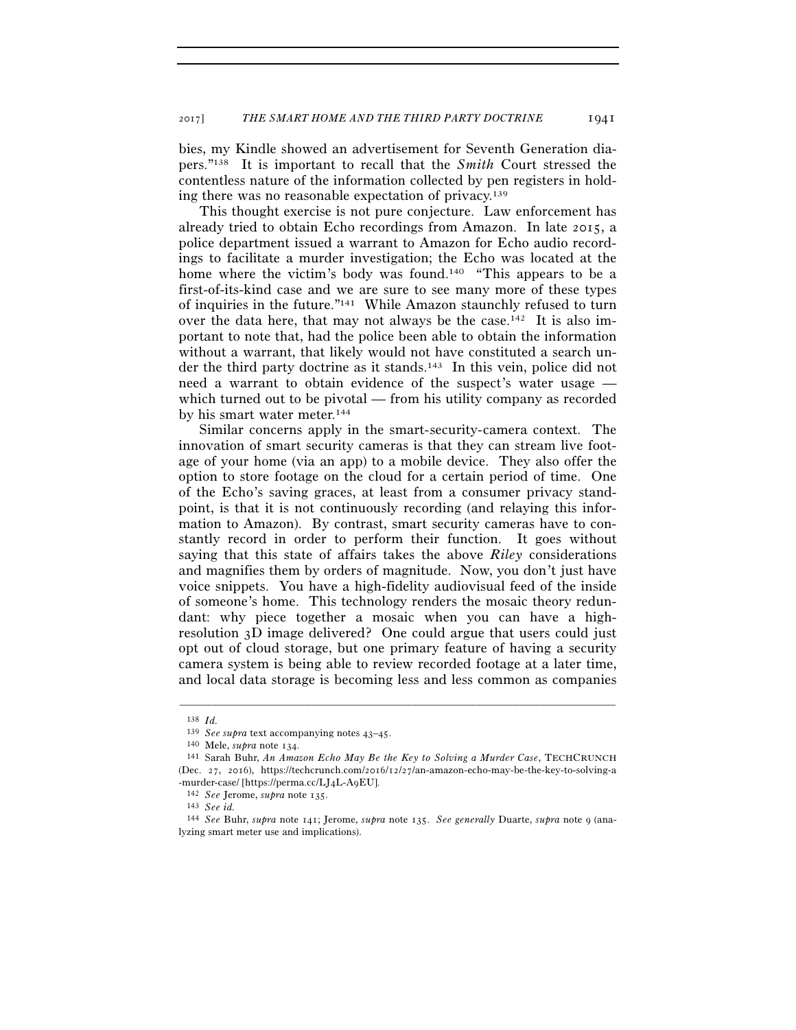bies, my Kindle showed an advertisement for Seventh Generation diapers."[138] It is important to recall that the *Smith* Court stressed the contentless nature of the information collected by pen registers in holding there was no reasonable expectation of privacy.[139]

This thought exercise is not pure conjecture. Law enforcement has already tried to obtain Echo recordings from Amazon. In late 2015, a police department issued a warrant to Amazon for Echo audio recordings to facilitate a murder investigation; the Echo was located at the home where the victim's body was found.[140] "This appears to be a first-of-its-kind case and we are sure to see many more of these types of inquiries in the future."[141] While Amazon staunchly refused to turn over the data here, that may not always be the case.[142] It is also important to note that, had the police been able to obtain the information without a warrant, that likely would not have constituted a search under the third party doctrine as it stands.[143] In this vein, police did not need a warrant to obtain evidence of the suspect's water usage — which turned out to be pivotal — from his utility company as recorded by his smart water meter.[144]

Similar concerns apply in the smart-security-camera context. The innovation of smart security cameras is that they can stream live footage of your home (via an app) to a mobile device. They also offer the option to store footage on the cloud for a certain period of time. One of the Echo's saving graces, at least from a consumer privacy standpoint, is that it is not continuously recording (and relaying this information to Amazon). By contrast, smart security cameras have to constantly record in order to perform their function. It goes without saying that this state of affairs takes the above *Riley* considerations and magnifies them by orders of magnitude. Now, you don't just have voice snippets. You have a high-fidelity audiovisual feed of the inside of someone's home. This technology renders the mosaic theory redundant: why piece together a mosaic when you can have a high-resolution 3D image delivered? One could argue that users could just opt out of cloud storage, but one primary feature of having a security camera system is being able to review recorded footage at a later time, and local data storage is becoming less and less common as companies

---

[138] *Id.*

[139] *See supra* text accompanying notes 43–45.

[140] Mele, *supra* note 134.

[141] Sarah Buhr, *An Amazon Echo May Be the Key to Solving a Murder Case*, TECHCRUNCH (Dec. 27, 2016), https://techcrunch.com/2016/12/27/an-amazon-echo-may-be-the-key-to-solving-a-murder-case/ [https://perma.cc/LJ4L-A9EU].

[142] *See* Jerome, *supra* note 135.

[143] *See id.*

[144] *See* Buhr, *supra* note 141; Jerome, *supra* note 135. *See generally* Duarte, *supra* note 9 (analyzing smart meter use and implications).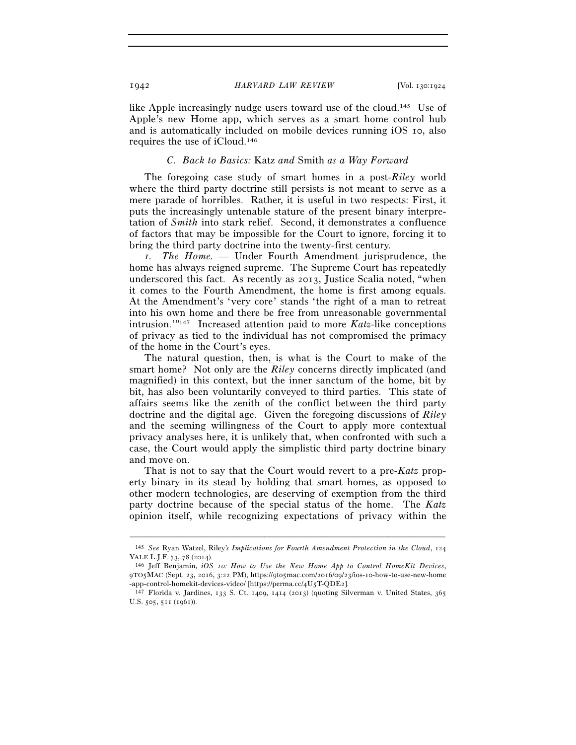like Apple increasingly nudge users toward use of the cloud.[145] Use of Apple's new Home app, which serves as a smart home control hub and is automatically included on mobile devices running iOS 10, also requires the use of iCloud.[146]

### *C. Back to Basics:* Katz *and* Smith *as a Way Forward*

The foregoing case study of smart homes in a post-*Riley* world where the third party doctrine still persists is not meant to serve as a mere parade of horribles. Rather, it is useful in two respects: First, it puts the increasingly untenable stature of the present binary interpretation of *Smith* into stark relief. Second, it demonstrates a confluence of factors that may be impossible for the Court to ignore, forcing it to bring the third party doctrine into the twenty-first century.

*1. The Home.* — Under Fourth Amendment jurisprudence, the home has always reigned supreme. The Supreme Court has repeatedly underscored this fact. As recently as 2013, Justice Scalia noted, "when it comes to the Fourth Amendment, the home is first among equals. At the Amendment's 'very core' stands 'the right of a man to retreat into his own home and there be free from unreasonable governmental intrusion.'"[147] Increased attention paid to more *Katz*-like conceptions of privacy as tied to the individual has not compromised the primacy of the home in the Court's eyes.

The natural question, then, is what is the Court to make of the smart home? Not only are the *Riley* concerns directly implicated (and magnified) in this context, but the inner sanctum of the home, bit by bit, has also been voluntarily conveyed to third parties. This state of affairs seems like the zenith of the conflict between the third party doctrine and the digital age. Given the foregoing discussions of *Riley* and the seeming willingness of the Court to apply more contextual privacy analyses here, it is unlikely that, when confronted with such a case, the Court would apply the simplistic third party doctrine binary and move on.

That is not to say that the Court would revert to a pre-*Katz* property binary in its stead by holding that smart homes, as opposed to other modern technologies, are deserving of exemption from the third party doctrine because of the special status of the home. The *Katz* opinion itself, while recognizing expectations of privacy within the

---

[145] *See* Ryan Watzel, Riley*'s Implications for Fourth Amendment Protection in the Cloud*, 124 YALE L.J.F. 73, 78 (2014).

[146] Jeff Benjamin, *iOS 10: How to Use the New Home App to Control HomeKit Devices*, 9TO5MAC (Sept. 23, 2016, 3:22 PM), https://9to5mac.com/2016/09/23/ios-10-how-to-use-new-home-app-control-homekit-devices-video/ [https://perma.cc/4U5T-QDE2].

[147] Florida v. Jardines, 133 S. Ct. 1409, 1414 (2013) (quoting Silverman v. United States, 365 U.S. 505, 511 (1961)).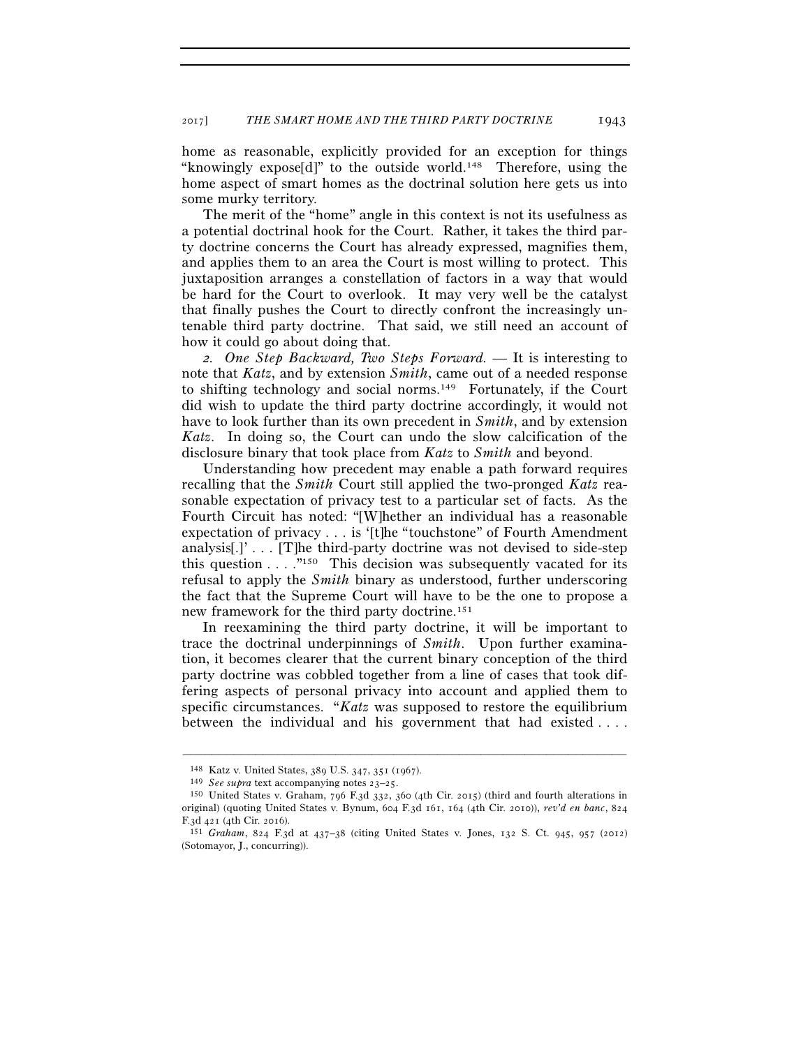home as reasonable, explicitly provided for an exception for things "knowingly expose[d]" to the outside world.[148] Therefore, using the home aspect of smart homes as the doctrinal solution here gets us into some murky territory.

The merit of the "home" angle in this context is not its usefulness as a potential doctrinal hook for the Court. Rather, it takes the third party doctrine concerns the Court has already expressed, magnifies them, and applies them to an area the Court is most willing to protect. This juxtaposition arranges a constellation of factors in a way that would be hard for the Court to overlook. It may very well be the catalyst that finally pushes the Court to directly confront the increasingly untenable third party doctrine. That said, we still need an account of how it could go about doing that.

*2. One Step Backward, Two Steps Forward.* — It is interesting to note that *Katz*, and by extension *Smith*, came out of a needed response to shifting technology and social norms.[149] Fortunately, if the Court did wish to update the third party doctrine accordingly, it would not have to look further than its own precedent in *Smith*, and by extension *Katz*. In doing so, the Court can undo the slow calcification of the disclosure binary that took place from *Katz* to *Smith* and beyond.

Understanding how precedent may enable a path forward requires recalling that the *Smith* Court still applied the two-pronged *Katz* reasonable expectation of privacy test to a particular set of facts. As the Fourth Circuit has noted: "[W]hether an individual has a reasonable expectation of privacy . . . is '[t]he "touchstone" of Fourth Amendment analysis[.]' . . . [T]he third-party doctrine was not devised to side-step this question . . . ."[150] This decision was subsequently vacated for its refusal to apply the *Smith* binary as understood, further underscoring the fact that the Supreme Court will have to be the one to propose a new framework for the third party doctrine.[151]

In reexamining the third party doctrine, it will be important to trace the doctrinal underpinnings of *Smith*. Upon further examination, it becomes clearer that the current binary conception of the third party doctrine was cobbled together from a line of cases that took differing aspects of personal privacy into account and applied them to specific circumstances. "*Katz* was supposed to restore the equilibrium between the individual and his government that had existed . . . .

---

[148] Katz v. United States, 389 U.S. 347, 351 (1967).

[149] *See supra* text accompanying notes 23–25.

[150] United States v. Graham, 796 F.3d 332, 360 (4th Cir. 2015) (third and fourth alterations in original) (quoting United States v. Bynum, 604 F.3d 161, 164 (4th Cir. 2010)), *rev'd en banc*, 824 F.3d 421 (4th Cir. 2016).

[151] *Graham*, 824 F.3d at 437–38 (citing United States v. Jones, 132 S. Ct. 945, 957 (2012) (Sotomayor, J., concurring)).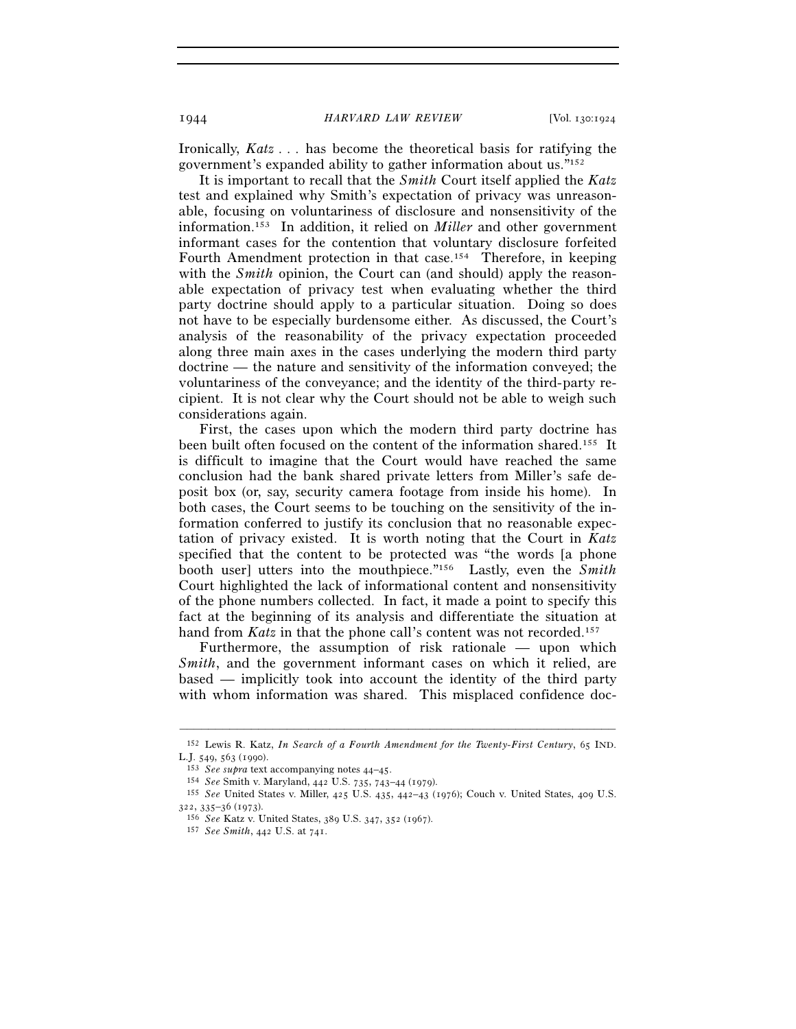Ironically, *Katz* . . . has become the theoretical basis for ratifying the government's expanded ability to gather information about us."[152]

It is important to recall that the *Smith* Court itself applied the *Katz* test and explained why Smith's expectation of privacy was unreasonable, focusing on voluntariness of disclosure and nonsensitivity of the information.[153] In addition, it relied on *Miller* and other government informant cases for the contention that voluntary disclosure forfeited Fourth Amendment protection in that case.[154] Therefore, in keeping with the *Smith* opinion, the Court can (and should) apply the reasonable expectation of privacy test when evaluating whether the third party doctrine should apply to a particular situation. Doing so does not have to be especially burdensome either. As discussed, the Court's analysis of the reasonability of the privacy expectation proceeded along three main axes in the cases underlying the modern third party doctrine — the nature and sensitivity of the information conveyed; the voluntariness of the conveyance; and the identity of the third-party recipient. It is not clear why the Court should not be able to weigh such considerations again.

First, the cases upon which the modern third party doctrine has been built often focused on the content of the information shared.[155] It is difficult to imagine that the Court would have reached the same conclusion had the bank shared private letters from Miller's safe deposit box (or, say, security camera footage from inside his home). In both cases, the Court seems to be touching on the sensitivity of the information conferred to justify its conclusion that no reasonable expectation of privacy existed. It is worth noting that the Court in *Katz* specified that the content to be protected was "the words [a phone booth user] utters into the mouthpiece."[156] Lastly, even the *Smith* Court highlighted the lack of informational content and nonsensitivity of the phone numbers collected. In fact, it made a point to specify this fact at the beginning of its analysis and differentiate the situation at hand from *Katz* in that the phone call's content was not recorded.[157]

Furthermore, the assumption of risk rationale — upon which *Smith*, and the government informant cases on which it relied, are based — implicitly took into account the identity of the third party with whom information was shared. This misplaced confidence doc-

---

[152] Lewis R. Katz, *In Search of a Fourth Amendment for the Twenty-First Century*, 65 IND. L.J. 549, 563 (1990).

[153] *See supra* text accompanying notes 44–45.

[154] *See* Smith v. Maryland, 442 U.S. 735, 743–44 (1979).

[155] *See* United States v. Miller, 425 U.S. 435, 442–43 (1976); Couch v. United States, 409 U.S. 322, 335–36 (1973).

[156] *See* Katz v. United States, 389 U.S. 347, 352 (1967).

[157] *See Smith*, 442 U.S. at 741.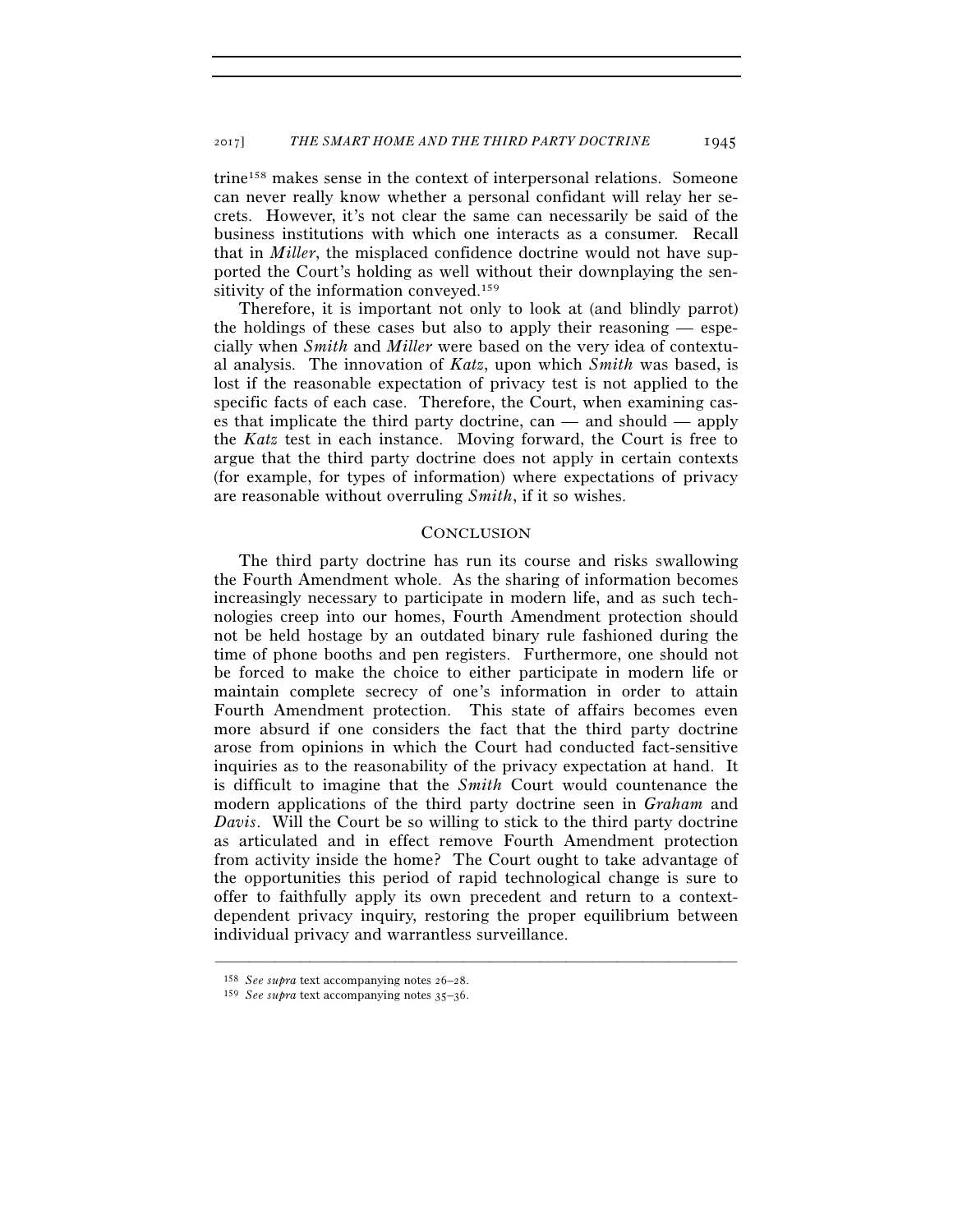trine[158] makes sense in the context of interpersonal relations. Someone can never really know whether a personal confidant will relay her secrets. However, it's not clear the same can necessarily be said of the business institutions with which one interacts as a consumer. Recall that in *Miller*, the misplaced confidence doctrine would not have supported the Court's holding as well without their downplaying the sensitivity of the information conveyed.[159]

Therefore, it is important not only to look at (and blindly parrot) the holdings of these cases but also to apply their reasoning — especially when *Smith* and *Miller* were based on the very idea of contextual analysis. The innovation of *Katz*, upon which *Smith* was based, is lost if the reasonable expectation of privacy test is not applied to the specific facts of each case. Therefore, the Court, when examining cases that implicate the third party doctrine, can — and should — apply the *Katz* test in each instance. Moving forward, the Court is free to argue that the third party doctrine does not apply in certain contexts (for example, for types of information) where expectations of privacy are reasonable without overruling *Smith*, if it so wishes.

## CONCLUSION

The third party doctrine has run its course and risks swallowing the Fourth Amendment whole. As the sharing of information becomes increasingly necessary to participate in modern life, and as such technologies creep into our homes, Fourth Amendment protection should not be held hostage by an outdated binary rule fashioned during the time of phone booths and pen registers. Furthermore, one should not be forced to make the choice to either participate in modern life or maintain complete secrecy of one's information in order to attain Fourth Amendment protection. This state of affairs becomes even more absurd if one considers the fact that the third party doctrine arose from opinions in which the Court had conducted fact-sensitive inquiries as to the reasonability of the privacy expectation at hand. It is difficult to imagine that the *Smith* Court would countenance the modern applications of the third party doctrine seen in *Graham* and *Davis*. Will the Court be so willing to stick to the third party doctrine as articulated and in effect remove Fourth Amendment protection from activity inside the home? The Court ought to take advantage of the opportunities this period of rapid technological change is sure to offer to faithfully apply its own precedent and return to a context-dependent privacy inquiry, restoring the proper equilibrium between individual privacy and warrantless surveillance.

---

[158] *See supra* text accompanying notes 26–28.

[159] *See supra* text accompanying notes 35–36.